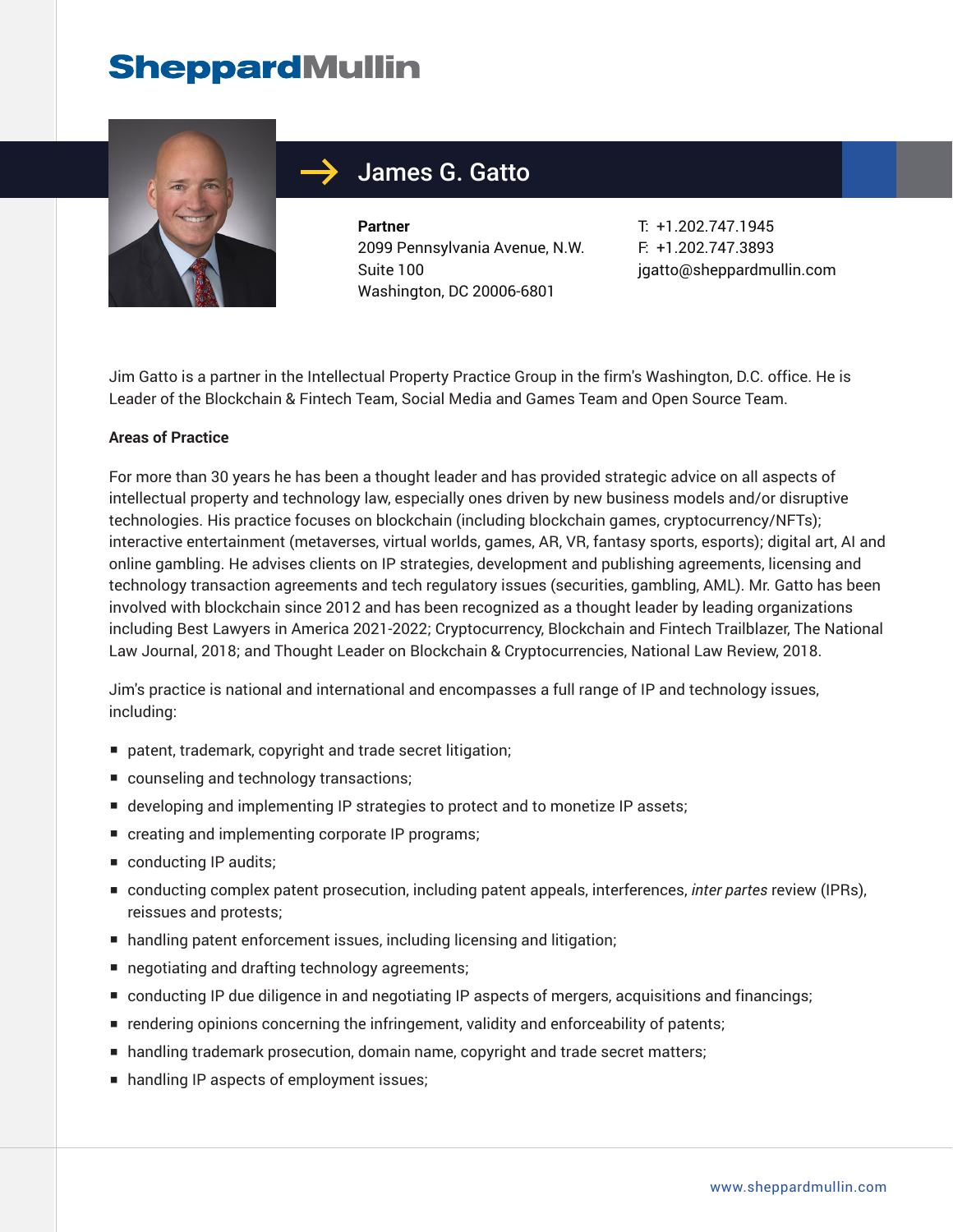# James G. Gatto

**Partner**
2099 Pennsylvania Avenue, N.W.
Suite 100
Washington, DC 20006-6801

T: +1.202.747.1945
F: +1.202.747.3893
jgatto@sheppardmullin.com

Jim Gatto is a partner in the Intellectual Property Practice Group in the firm's Washington, D.C. office. He is Leader of the Blockchain & Fintech Team, Social Media and Games Team and Open Source Team.

**Areas of Practice**

For more than 30 years he has been a thought leader and has provided strategic advice on all aspects of intellectual property and technology law, especially ones driven by new business models and/or disruptive technologies. His practice focuses on blockchain (including blockchain games, cryptocurrency/NFTs); interactive entertainment (metaverses, virtual worlds, games, AR, VR, fantasy sports, esports); digital art, AI and online gambling. He advises clients on IP strategies, development and publishing agreements, licensing and technology transaction agreements and tech regulatory issues (securities, gambling, AML). Mr. Gatto has been involved with blockchain since 2012 and has been recognized as a thought leader by leading organizations including Best Lawyers in America 2021-2022; Cryptocurrency, Blockchain and Fintech Trailblazer, The National Law Journal, 2018; and Thought Leader on Blockchain & Cryptocurrencies, National Law Review, 2018.

Jim's practice is national and international and encompasses a full range of IP and technology issues, including:

- patent, trademark, copyright and trade secret litigation;
- counseling and technology transactions;
- developing and implementing IP strategies to protect and to monetize IP assets;
- creating and implementing corporate IP programs;
- conducting IP audits;
- conducting complex patent prosecution, including patent appeals, interferences, *inter partes* review (IPRs), reissues and protests;
- handling patent enforcement issues, including licensing and litigation;
- negotiating and drafting technology agreements;
- conducting IP due diligence in and negotiating IP aspects of mergers, acquisitions and financings;
- rendering opinions concerning the infringement, validity and enforceability of patents;
- handling trademark prosecution, domain name, copyright and trade secret matters;
- handling IP aspects of employment issues;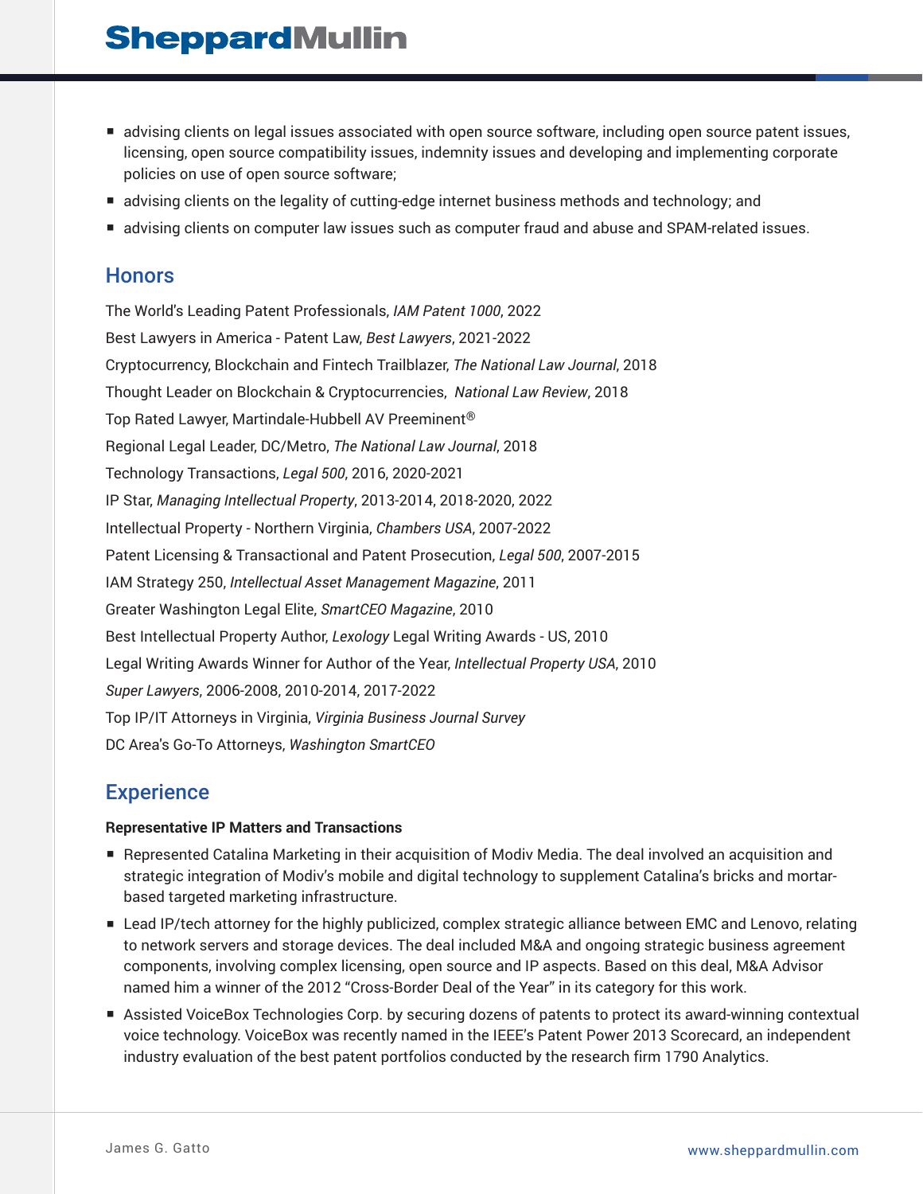- advising clients on legal issues associated with open source software, including open source patent issues, licensing, open source compatibility issues, indemnity issues and developing and implementing corporate policies on use of open source software;
- advising clients on the legality of cutting-edge internet business methods and technology; and
- advising clients on computer law issues such as computer fraud and abuse and SPAM-related issues.

## Honors

The World's Leading Patent Professionals, *IAM Patent 1000*, 2022

Best Lawyers in America - Patent Law, *Best Lawyers*, 2021-2022

Cryptocurrency, Blockchain and Fintech Trailblazer, *The National Law Journal*, 2018

Thought Leader on Blockchain & Cryptocurrencies, *National Law Review*, 2018

Top Rated Lawyer, Martindale-Hubbell AV Preeminent®

Regional Legal Leader, DC/Metro, *The National Law Journal*, 2018

Technology Transactions, *Legal 500*, 2016, 2020-2021

IP Star, *Managing Intellectual Property*, 2013-2014, 2018-2020, 2022

Intellectual Property - Northern Virginia, *Chambers USA*, 2007-2022

Patent Licensing & Transactional and Patent Prosecution, *Legal 500*, 2007-2015

IAM Strategy 250, *Intellectual Asset Management Magazine*, 2011

Greater Washington Legal Elite, *SmartCEO Magazine*, 2010

Best Intellectual Property Author, *Lexology* Legal Writing Awards - US, 2010

Legal Writing Awards Winner for Author of the Year, *Intellectual Property USA*, 2010

*Super Lawyers*, 2006-2008, 2010-2014, 2017-2022

Top IP/IT Attorneys in Virginia, *Virginia Business Journal Survey*

DC Area's Go-To Attorneys, *Washington SmartCEO*

## Experience

**Representative IP Matters and Transactions**

- Represented Catalina Marketing in their acquisition of Modiv Media. The deal involved an acquisition and strategic integration of Modiv's mobile and digital technology to supplement Catalina's bricks and mortar-based targeted marketing infrastructure.
- Lead IP/tech attorney for the highly publicized, complex strategic alliance between EMC and Lenovo, relating to network servers and storage devices. The deal included M&A and ongoing strategic business agreement components, involving complex licensing, open source and IP aspects. Based on this deal, M&A Advisor named him a winner of the 2012 "Cross-Border Deal of the Year" in its category for this work.
- Assisted VoiceBox Technologies Corp. by securing dozens of patents to protect its award-winning contextual voice technology. VoiceBox was recently named in the IEEE's Patent Power 2013 Scorecard, an independent industry evaluation of the best patent portfolios conducted by the research firm 1790 Analytics.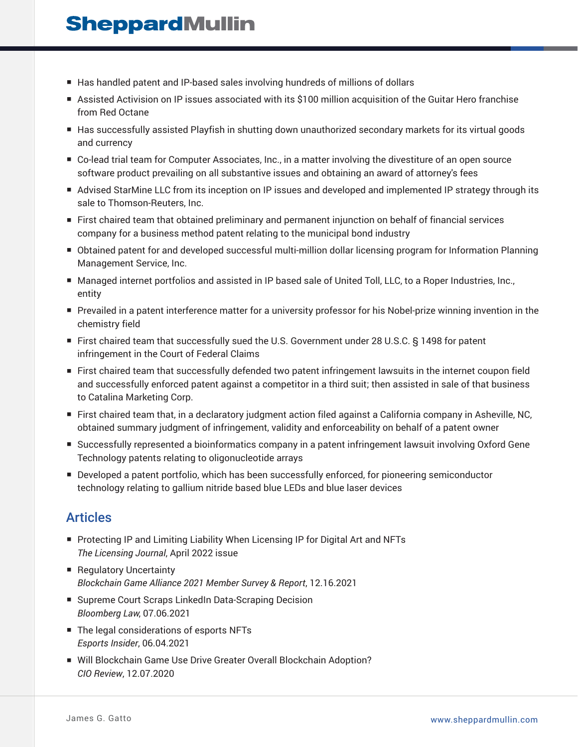- Has handled patent and IP-based sales involving hundreds of millions of dollars
- Assisted Activision on IP issues associated with its $100 million acquisition of the Guitar Hero franchise from Red Octane
- Has successfully assisted Playfish in shutting down unauthorized secondary markets for its virtual goods and currency
- Co-lead trial team for Computer Associates, Inc., in a matter involving the divestiture of an open source software product prevailing on all substantive issues and obtaining an award of attorney's fees
- Advised StarMine LLC from its inception on IP issues and developed and implemented IP strategy through its sale to Thomson-Reuters, Inc.
- First chaired team that obtained preliminary and permanent injunction on behalf of financial services company for a business method patent relating to the municipal bond industry
- Obtained patent for and developed successful multi-million dollar licensing program for Information Planning Management Service, Inc.
- Managed internet portfolios and assisted in IP based sale of United Toll, LLC, to a Roper Industries, Inc., entity
- Prevailed in a patent interference matter for a university professor for his Nobel-prize winning invention in the chemistry field
- First chaired team that successfully sued the U.S. Government under 28 U.S.C. § 1498 for patent infringement in the Court of Federal Claims
- First chaired team that successfully defended two patent infringement lawsuits in the internet coupon field and successfully enforced patent against a competitor in a third suit; then assisted in sale of that business to Catalina Marketing Corp.
- First chaired team that, in a declaratory judgment action filed against a California company in Asheville, NC, obtained summary judgment of infringement, validity and enforceability on behalf of a patent owner
- Successfully represented a bioinformatics company in a patent infringement lawsuit involving Oxford Gene Technology patents relating to oligonucleotide arrays
- Developed a patent portfolio, which has been successfully enforced, for pioneering semiconductor technology relating to gallium nitride based blue LEDs and blue laser devices

## Articles

- Protecting IP and Limiting Liability When Licensing IP for Digital Art and NFTs
  *The Licensing Journal*, April 2022 issue
- Regulatory Uncertainty
  *Blockchain Game Alliance 2021 Member Survey & Report*, 12.16.2021
- Supreme Court Scraps LinkedIn Data-Scraping Decision
  *Bloomberg Law*, 07.06.2021
- The legal considerations of esports NFTs
  *Esports Insider*, 06.04.2021
- Will Blockchain Game Use Drive Greater Overall Blockchain Adoption?
  *CIO Review*, 12.07.2020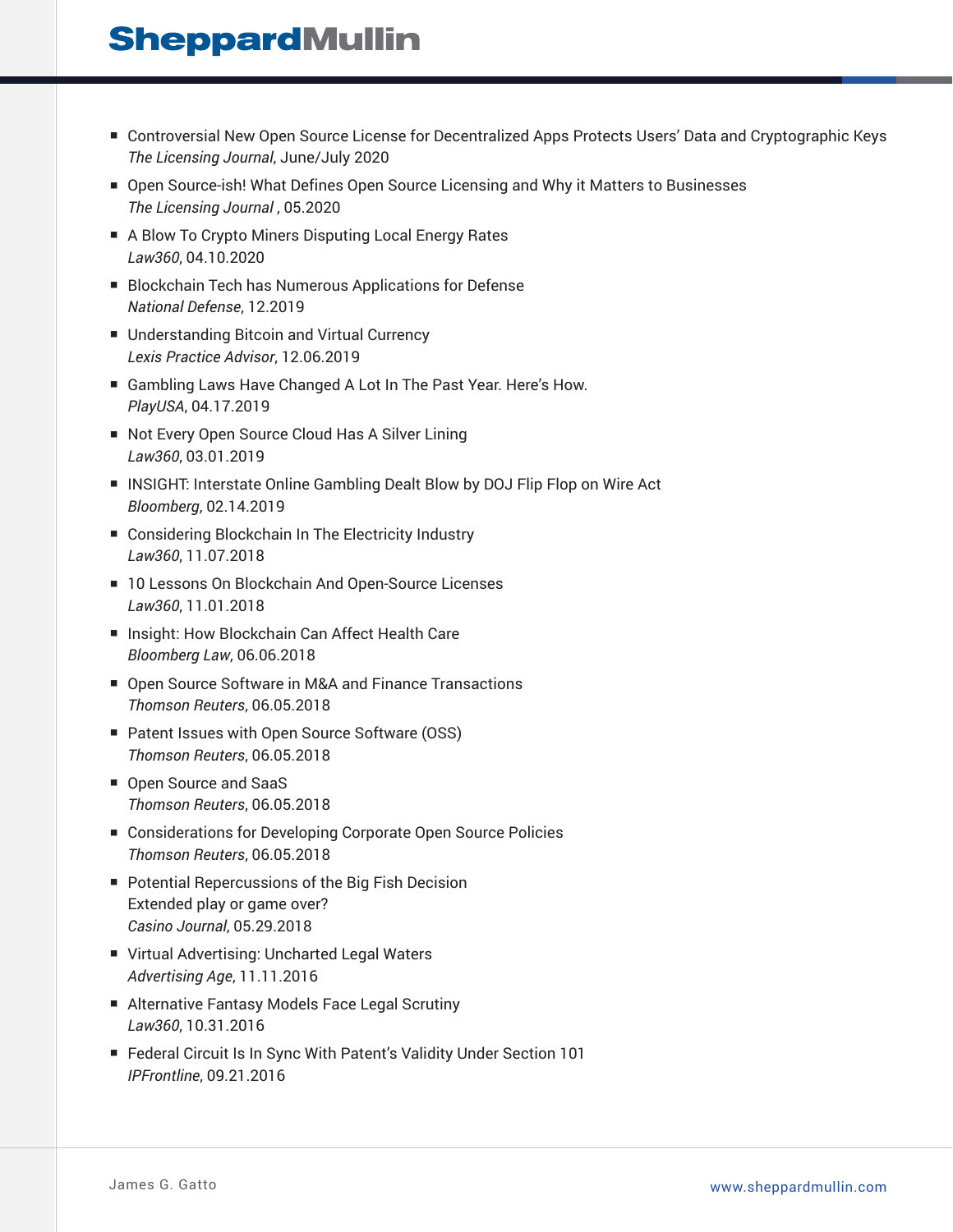- Controversial New Open Source License for Decentralized Apps Protects Users' Data and Cryptographic Keys
  *The Licensing Journal*, June/July 2020
- Open Source-ish! What Defines Open Source Licensing and Why it Matters to Businesses
  *The Licensing Journal* , 05.2020
- A Blow To Crypto Miners Disputing Local Energy Rates
  *Law360*, 04.10.2020
- Blockchain Tech has Numerous Applications for Defense
  *National Defense*, 12.2019
- Understanding Bitcoin and Virtual Currency
  *Lexis Practice Advisor*, 12.06.2019
- Gambling Laws Have Changed A Lot In The Past Year. Here's How.
  *PlayUSA*, 04.17.2019
- Not Every Open Source Cloud Has A Silver Lining
  *Law360*, 03.01.2019
- INSIGHT: Interstate Online Gambling Dealt Blow by DOJ Flip Flop on Wire Act
  *Bloomberg*, 02.14.2019
- Considering Blockchain In The Electricity Industry
  *Law360*, 11.07.2018
- 10 Lessons On Blockchain And Open-Source Licenses
  *Law360*, 11.01.2018
- Insight: How Blockchain Can Affect Health Care
  *Bloomberg Law*, 06.06.2018
- Open Source Software in M&A and Finance Transactions
  *Thomson Reuters*, 06.05.2018
- Patent Issues with Open Source Software (OSS)
  *Thomson Reuters*, 06.05.2018
- Open Source and SaaS
  *Thomson Reuters*, 06.05.2018
- Considerations for Developing Corporate Open Source Policies
  *Thomson Reuters*, 06.05.2018
- Potential Repercussions of the Big Fish Decision
  Extended play or game over?
  *Casino Journal*, 05.29.2018
- Virtual Advertising: Uncharted Legal Waters
  *Advertising Age*, 11.11.2016
- Alternative Fantasy Models Face Legal Scrutiny
  *Law360*, 10.31.2016
- Federal Circuit Is In Sync With Patent's Validity Under Section 101
  *IPFrontline*, 09.21.2016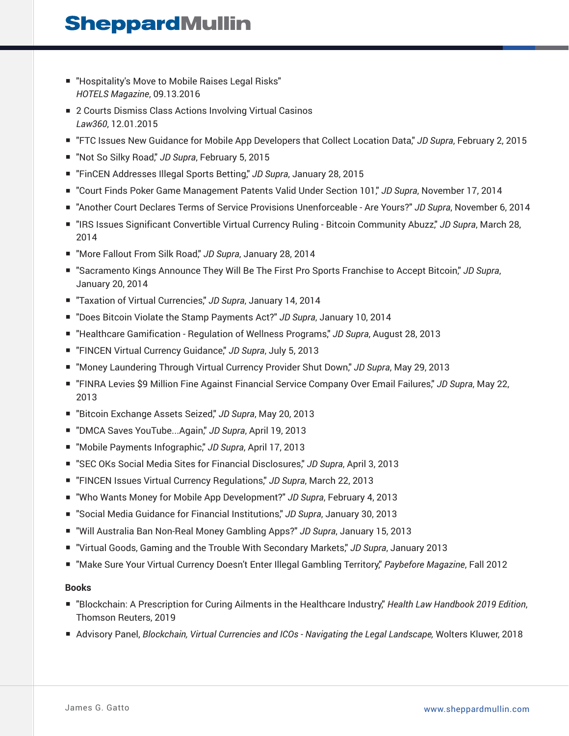- "Hospitality's Move to Mobile Raises Legal Risks"
  *HOTELS Magazine*, 09.13.2016
- 2 Courts Dismiss Class Actions Involving Virtual Casinos
  *Law360*, 12.01.2015
- "FTC Issues New Guidance for Mobile App Developers that Collect Location Data," *JD Supra*, February 2, 2015
- "Not So Silky Road," *JD Supra*, February 5, 2015
- "FinCEN Addresses Illegal Sports Betting," *JD Supra*, January 28, 2015
- "Court Finds Poker Game Management Patents Valid Under Section 101," *JD Supra*, November 17, 2014
- "Another Court Declares Terms of Service Provisions Unenforceable - Are Yours?" *JD Supra*, November 6, 2014
- "IRS Issues Significant Convertible Virtual Currency Ruling - Bitcoin Community Abuzz," *JD Supra*, March 28, 2014
- "More Fallout From Silk Road," *JD Supra*, January 28, 2014
- "Sacramento Kings Announce They Will Be The First Pro Sports Franchise to Accept Bitcoin," *JD Supra*, January 20, 2014
- "Taxation of Virtual Currencies," *JD Supra*, January 14, 2014
- "Does Bitcoin Violate the Stamp Payments Act?" *JD Supra*, January 10, 2014
- "Healthcare Gamification - Regulation of Wellness Programs," *JD Supra*, August 28, 2013
- "FINCEN Virtual Currency Guidance," *JD Supra*, July 5, 2013
- "Money Laundering Through Virtual Currency Provider Shut Down," *JD Supra*, May 29, 2013
- "FINRA Levies $9 Million Fine Against Financial Service Company Over Email Failures," *JD Supra*, May 22, 2013
- "Bitcoin Exchange Assets Seized," *JD Supra*, May 20, 2013
- "DMCA Saves YouTube...Again," *JD Supra*, April 19, 2013
- "Mobile Payments Infographic," *JD Supra*, April 17, 2013
- "SEC OKs Social Media Sites for Financial Disclosures," *JD Supra*, April 3, 2013
- "FINCEN Issues Virtual Currency Regulations," *JD Supra*, March 22, 2013
- "Who Wants Money for Mobile App Development?" *JD Supra*, February 4, 2013
- "Social Media Guidance for Financial Institutions," *JD Supra*, January 30, 2013
- "Will Australia Ban Non-Real Money Gambling Apps?" *JD Supra*, January 15, 2013
- "Virtual Goods, Gaming and the Trouble With Secondary Markets," *JD Supra*, January 2013
- "Make Sure Your Virtual Currency Doesn't Enter Illegal Gambling Territory," *Paybefore Magazine*, Fall 2012

**Books**

- "Blockchain: A Prescription for Curing Ailments in the Healthcare Industry," *Health Law Handbook 2019 Edition*, Thomson Reuters, 2019
- Advisory Panel, *Blockchain, Virtual Currencies and ICOs - Navigating the Legal Landscape,* Wolters Kluwer, 2018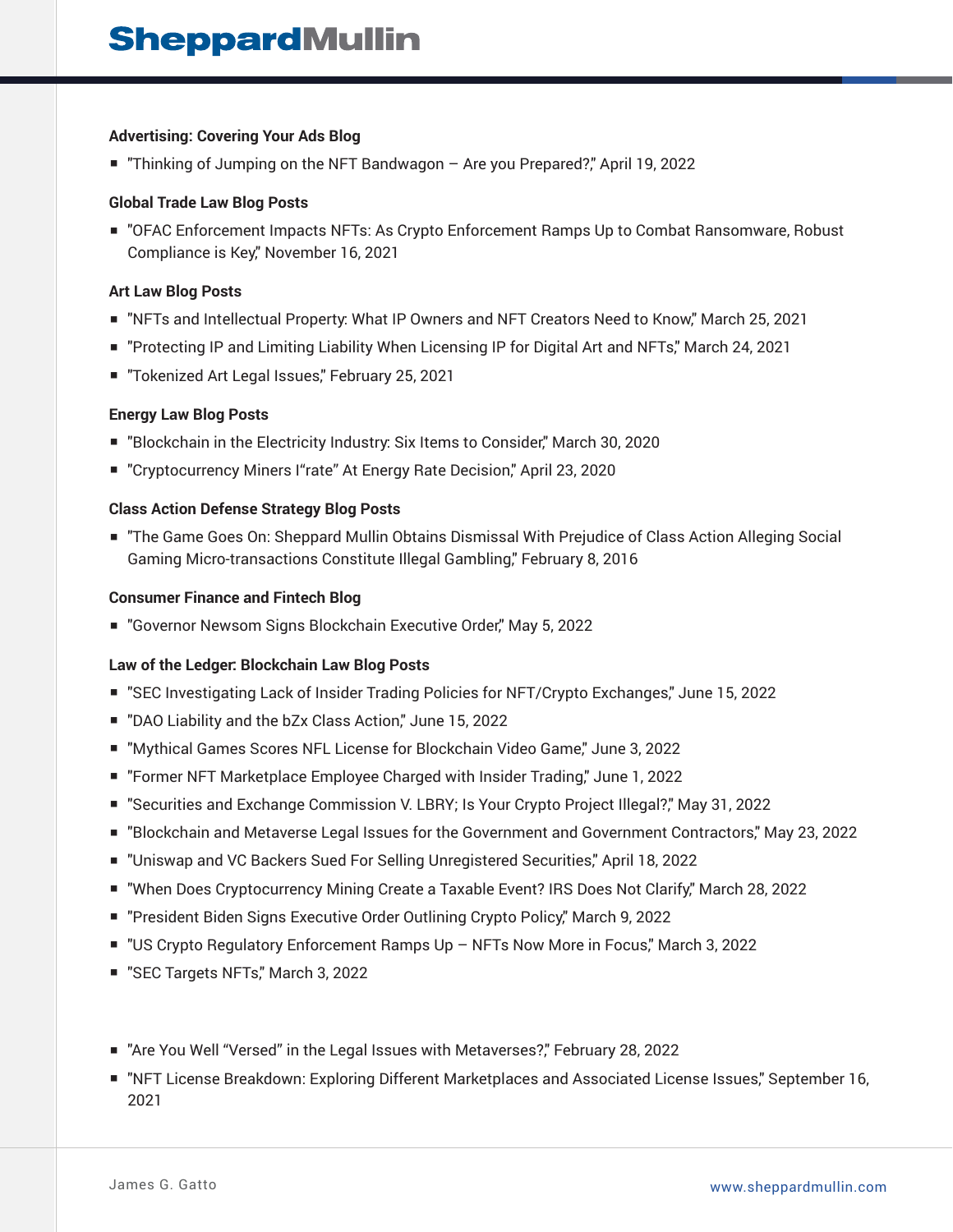**Advertising: Covering Your Ads Blog**

- "Thinking of Jumping on the NFT Bandwagon – Are you Prepared?," April 19, 2022

**Global Trade Law Blog Posts**

- "OFAC Enforcement Impacts NFTs: As Crypto Enforcement Ramps Up to Combat Ransomware, Robust Compliance is Key," November 16, 2021

**Art Law Blog Posts**

- "NFTs and Intellectual Property: What IP Owners and NFT Creators Need to Know," March 25, 2021
- "Protecting IP and Limiting Liability When Licensing IP for Digital Art and NFTs," March 24, 2021
- "Tokenized Art Legal Issues," February 25, 2021

**Energy Law Blog Posts**

- "Blockchain in the Electricity Industry: Six Items to Consider," March 30, 2020
- "Cryptocurrency Miners I"rate" At Energy Rate Decision," April 23, 2020

**Class Action Defense Strategy Blog Posts**

- "The Game Goes On: Sheppard Mullin Obtains Dismissal With Prejudice of Class Action Alleging Social Gaming Micro-transactions Constitute Illegal Gambling," February 8, 2016

**Consumer Finance and Fintech Blog**

- "Governor Newsom Signs Blockchain Executive Order," May 5, 2022

**Law of the Ledger: Blockchain Law Blog Posts**

- "SEC Investigating Lack of Insider Trading Policies for NFT/Crypto Exchanges," June 15, 2022
- "DAO Liability and the bZx Class Action," June 15, 2022
- "Mythical Games Scores NFL License for Blockchain Video Game," June 3, 2022
- "Former NFT Marketplace Employee Charged with Insider Trading," June 1, 2022
- "Securities and Exchange Commission V. LBRY; Is Your Crypto Project Illegal?," May 31, 2022
- "Blockchain and Metaverse Legal Issues for the Government and Government Contractors," May 23, 2022
- "Uniswap and VC Backers Sued For Selling Unregistered Securities," April 18, 2022
- "When Does Cryptocurrency Mining Create a Taxable Event? IRS Does Not Clarify," March 28, 2022
- "President Biden Signs Executive Order Outlining Crypto Policy," March 9, 2022
- "US Crypto Regulatory Enforcement Ramps Up – NFTs Now More in Focus," March 3, 2022
- "SEC Targets NFTs," March 3, 2022
- "Are You Well "Versed" in the Legal Issues with Metaverses?," February 28, 2022
- "NFT License Breakdown: Exploring Different Marketplaces and Associated License Issues," September 16, 2021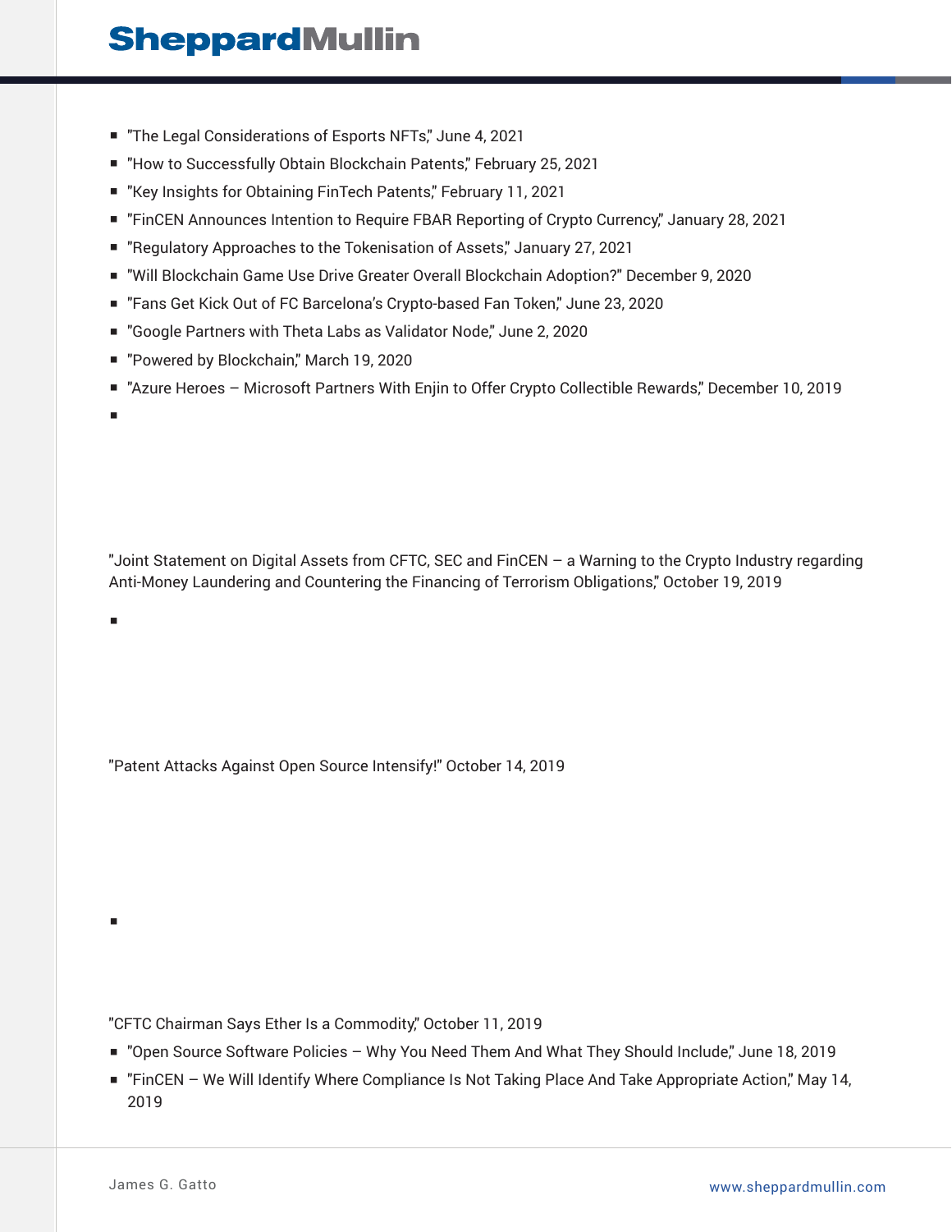- "The Legal Considerations of Esports NFTs," June 4, 2021
- "How to Successfully Obtain Blockchain Patents," February 25, 2021
- "Key Insights for Obtaining FinTech Patents," February 11, 2021
- "FinCEN Announces Intention to Require FBAR Reporting of Crypto Currency," January 28, 2021
- "Regulatory Approaches to the Tokenisation of Assets," January 27, 2021
- "Will Blockchain Game Use Drive Greater Overall Blockchain Adoption?" December 9, 2020
- "Fans Get Kick Out of FC Barcelona's Crypto-based Fan Token," June 23, 2020
- "Google Partners with Theta Labs as Validator Node," June 2, 2020
- "Powered by Blockchain," March 19, 2020
- "Azure Heroes – Microsoft Partners With Enjin to Offer Crypto Collectible Rewards," December 10, 2019
- "Joint Statement on Digital Assets from CFTC, SEC and FinCEN – a Warning to the Crypto Industry regarding Anti-Money Laundering and Countering the Financing of Terrorism Obligations," October 19, 2019
- "Patent Attacks Against Open Source Intensify!" October 14, 2019
- "CFTC Chairman Says Ether Is a Commodity," October 11, 2019
- "Open Source Software Policies – Why You Need Them And What They Should Include," June 18, 2019
- "FinCEN – We Will Identify Where Compliance Is Not Taking Place And Take Appropriate Action," May 14, 2019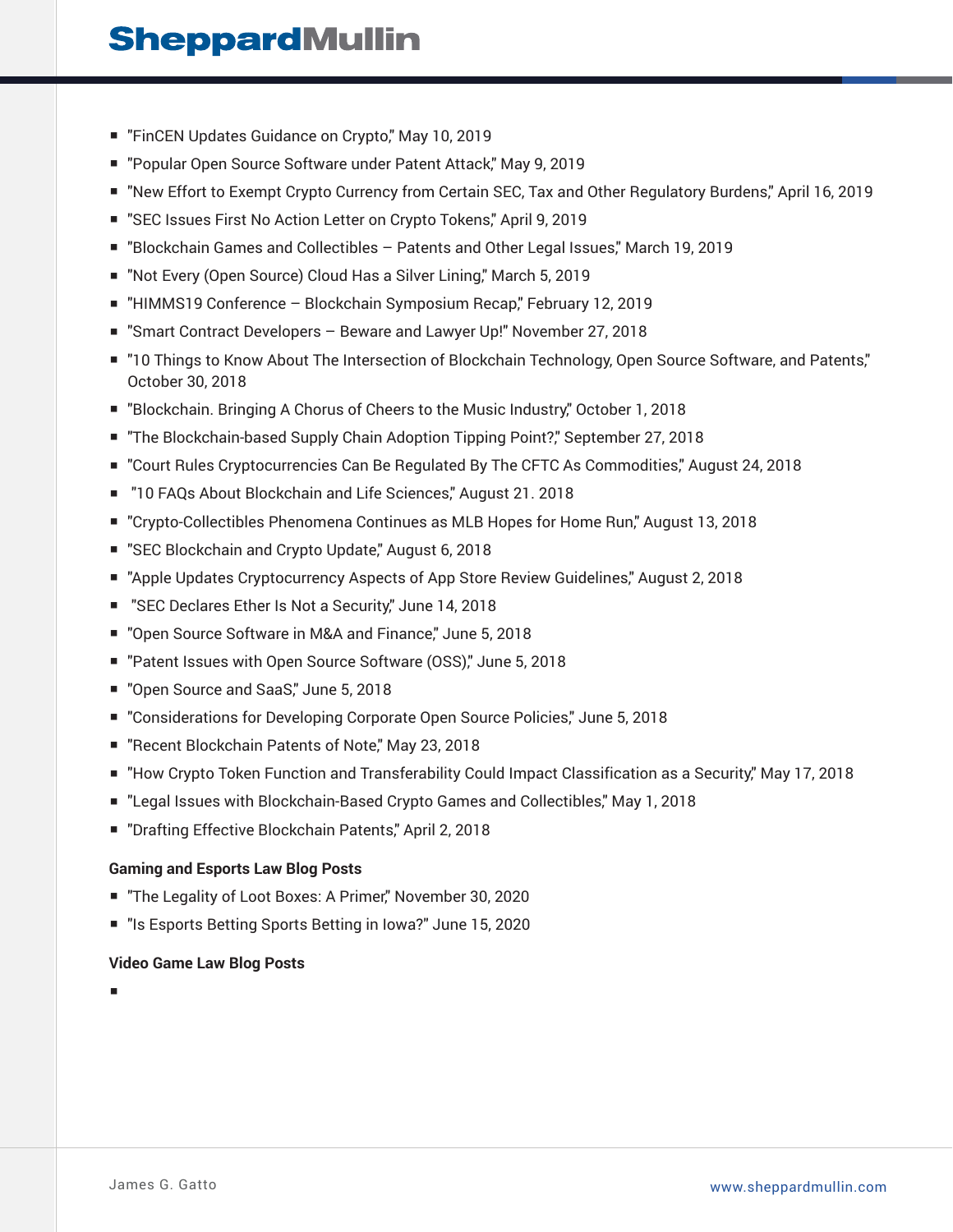- "FinCEN Updates Guidance on Crypto," May 10, 2019
- "Popular Open Source Software under Patent Attack," May 9, 2019
- "New Effort to Exempt Crypto Currency from Certain SEC, Tax and Other Regulatory Burdens," April 16, 2019
- "SEC Issues First No Action Letter on Crypto Tokens," April 9, 2019
- "Blockchain Games and Collectibles – Patents and Other Legal Issues," March 19, 2019
- "Not Every (Open Source) Cloud Has a Silver Lining," March 5, 2019
- "HIMMS19 Conference – Blockchain Symposium Recap," February 12, 2019
- "Smart Contract Developers – Beware and Lawyer Up!" November 27, 2018
- "10 Things to Know About The Intersection of Blockchain Technology, Open Source Software, and Patents," October 30, 2018
- "Blockchain. Bringing A Chorus of Cheers to the Music Industry," October 1, 2018
- "The Blockchain-based Supply Chain Adoption Tipping Point?," September 27, 2018
- "Court Rules Cryptocurrencies Can Be Regulated By The CFTC As Commodities," August 24, 2018
- "10 FAQs About Blockchain and Life Sciences," August 21. 2018
- "Crypto-Collectibles Phenomena Continues as MLB Hopes for Home Run," August 13, 2018
- "SEC Blockchain and Crypto Update," August 6, 2018
- "Apple Updates Cryptocurrency Aspects of App Store Review Guidelines," August 2, 2018
- "SEC Declares Ether Is Not a Security," June 14, 2018
- "Open Source Software in M&A and Finance," June 5, 2018
- "Patent Issues with Open Source Software (OSS)," June 5, 2018
- "Open Source and SaaS," June 5, 2018
- "Considerations for Developing Corporate Open Source Policies," June 5, 2018
- "Recent Blockchain Patents of Note," May 23, 2018
- "How Crypto Token Function and Transferability Could Impact Classification as a Security," May 17, 2018
- "Legal Issues with Blockchain-Based Crypto Games and Collectibles," May 1, 2018
- "Drafting Effective Blockchain Patents," April 2, 2018

**Gaming and Esports Law Blog Posts**

- "The Legality of Loot Boxes: A Primer," November 30, 2020
- "Is Esports Betting Sports Betting in Iowa?" June 15, 2020

**Video Game Law Blog Posts**

-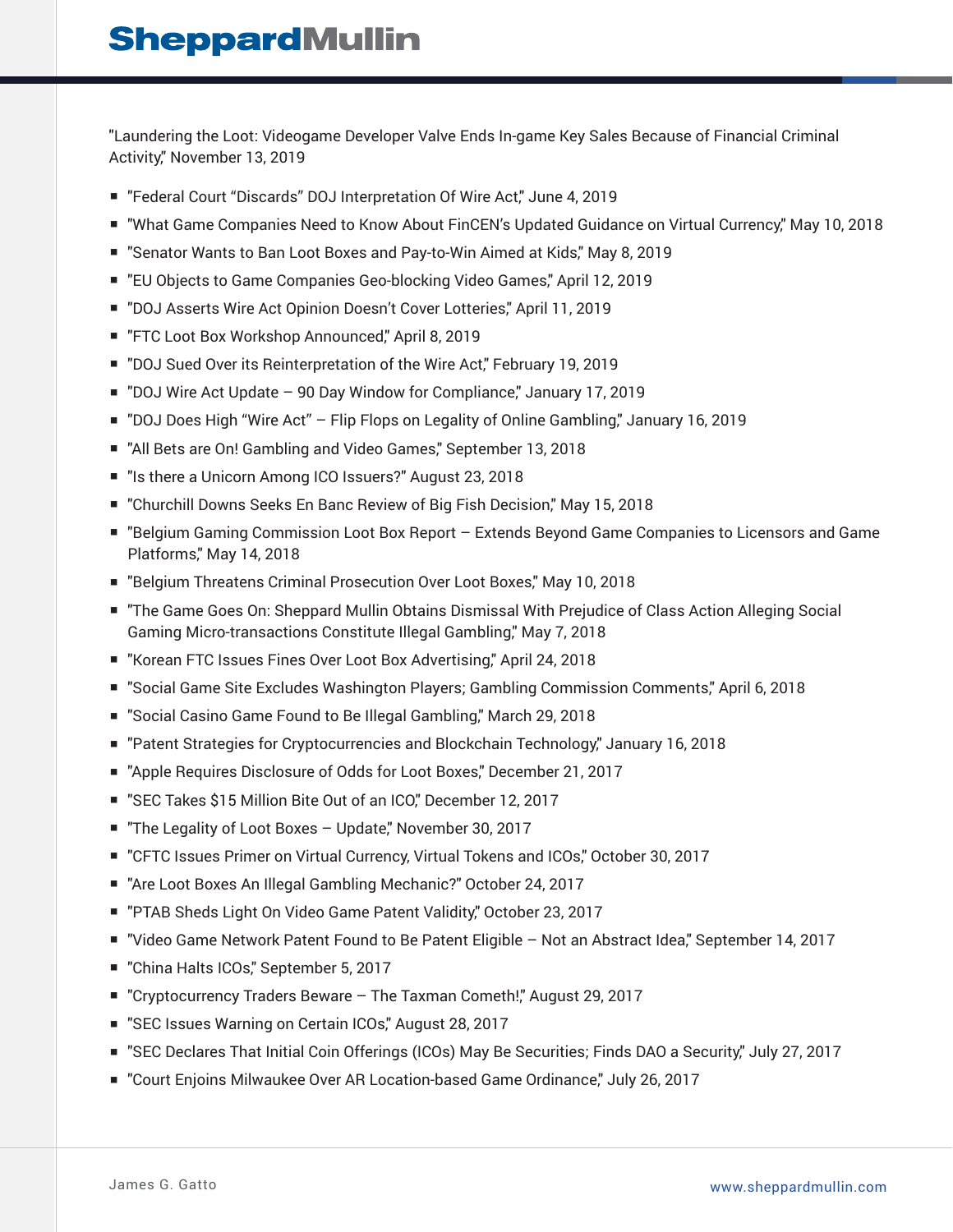"Laundering the Loot: Videogame Developer Valve Ends In-game Key Sales Because of Financial Criminal Activity," November 13, 2019

- "Federal Court “Discards” DOJ Interpretation Of Wire Act," June 4, 2019
- "What Game Companies Need to Know About FinCEN’s Updated Guidance on Virtual Currency," May 10, 2018
- "Senator Wants to Ban Loot Boxes and Pay-to-Win Aimed at Kids," May 8, 2019
- "EU Objects to Game Companies Geo-blocking Video Games," April 12, 2019
- "DOJ Asserts Wire Act Opinion Doesn’t Cover Lotteries," April 11, 2019
- "FTC Loot Box Workshop Announced," April 8, 2019
- "DOJ Sued Over its Reinterpretation of the Wire Act," February 19, 2019
- "DOJ Wire Act Update – 90 Day Window for Compliance," January 17, 2019
- "DOJ Does High “Wire Act” – Flip Flops on Legality of Online Gambling," January 16, 2019
- "All Bets are On! Gambling and Video Games," September 13, 2018
- "Is there a Unicorn Among ICO Issuers?" August 23, 2018
- "Churchill Downs Seeks En Banc Review of Big Fish Decision," May 15, 2018
- "Belgium Gaming Commission Loot Box Report – Extends Beyond Game Companies to Licensors and Game Platforms," May 14, 2018
- "Belgium Threatens Criminal Prosecution Over Loot Boxes," May 10, 2018
- "The Game Goes On: Sheppard Mullin Obtains Dismissal With Prejudice of Class Action Alleging Social Gaming Micro-transactions Constitute Illegal Gambling," May 7, 2018
- "Korean FTC Issues Fines Over Loot Box Advertising," April 24, 2018
- "Social Game Site Excludes Washington Players; Gambling Commission Comments," April 6, 2018
- "Social Casino Game Found to Be Illegal Gambling," March 29, 2018
- "Patent Strategies for Cryptocurrencies and Blockchain Technology," January 16, 2018
- "Apple Requires Disclosure of Odds for Loot Boxes," December 21, 2017
- "SEC Takes $15 Million Bite Out of an ICO," December 12, 2017
- "The Legality of Loot Boxes – Update," November 30, 2017
- "CFTC Issues Primer on Virtual Currency, Virtual Tokens and ICOs," October 30, 2017
- "Are Loot Boxes An Illegal Gambling Mechanic?" October 24, 2017
- "PTAB Sheds Light On Video Game Patent Validity," October 23, 2017
- "Video Game Network Patent Found to Be Patent Eligible – Not an Abstract Idea," September 14, 2017
- "China Halts ICOs," September 5, 2017
- "Cryptocurrency Traders Beware – The Taxman Cometh!," August 29, 2017
- "SEC Issues Warning on Certain ICOs," August 28, 2017
- "SEC Declares That Initial Coin Offerings (ICOs) May Be Securities; Finds DAO a Security," July 27, 2017
- "Court Enjoins Milwaukee Over AR Location-based Game Ordinance," July 26, 2017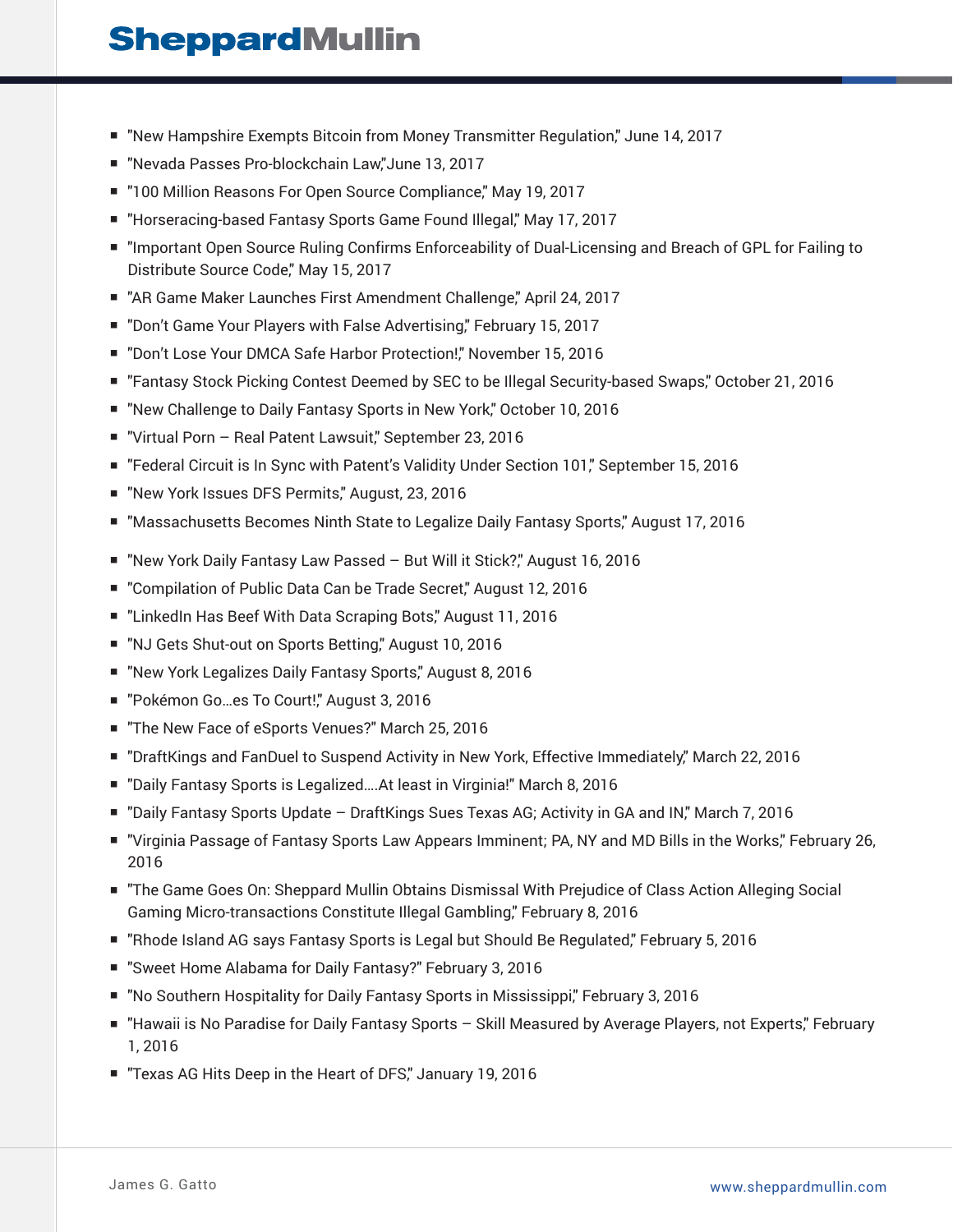- "New Hampshire Exempts Bitcoin from Money Transmitter Regulation," June 14, 2017
- "Nevada Passes Pro-blockchain Law,"June 13, 2017
- "100 Million Reasons For Open Source Compliance," May 19, 2017
- "Horseracing-based Fantasy Sports Game Found Illegal," May 17, 2017
- "Important Open Source Ruling Confirms Enforceability of Dual-Licensing and Breach of GPL for Failing to Distribute Source Code," May 15, 2017
- "AR Game Maker Launches First Amendment Challenge," April 24, 2017
- "Don't Game Your Players with False Advertising," February 15, 2017
- "Don't Lose Your DMCA Safe Harbor Protection!," November 15, 2016
- "Fantasy Stock Picking Contest Deemed by SEC to be Illegal Security-based Swaps," October 21, 2016
- "New Challenge to Daily Fantasy Sports in New York," October 10, 2016
- "Virtual Porn – Real Patent Lawsuit," September 23, 2016
- "Federal Circuit is In Sync with Patent's Validity Under Section 101," September 15, 2016
- "New York Issues DFS Permits," August, 23, 2016
- "Massachusetts Becomes Ninth State to Legalize Daily Fantasy Sports," August 17, 2016
- "New York Daily Fantasy Law Passed – But Will it Stick?," August 16, 2016
- "Compilation of Public Data Can be Trade Secret," August 12, 2016
- "LinkedIn Has Beef With Data Scraping Bots," August 11, 2016
- "NJ Gets Shut-out on Sports Betting," August 10, 2016
- "New York Legalizes Daily Fantasy Sports," August 8, 2016
- "Pokémon Go…es To Court!," August 3, 2016
- "The New Face of eSports Venues?" March 25, 2016
- "DraftKings and FanDuel to Suspend Activity in New York, Effective Immediately," March 22, 2016
- "Daily Fantasy Sports is Legalized….At least in Virginia!" March 8, 2016
- "Daily Fantasy Sports Update – DraftKings Sues Texas AG; Activity in GA and IN," March 7, 2016
- "Virginia Passage of Fantasy Sports Law Appears Imminent; PA, NY and MD Bills in the Works," February 26, 2016
- "The Game Goes On: Sheppard Mullin Obtains Dismissal With Prejudice of Class Action Alleging Social Gaming Micro-transactions Constitute Illegal Gambling," February 8, 2016
- "Rhode Island AG says Fantasy Sports is Legal but Should Be Regulated," February 5, 2016
- "Sweet Home Alabama for Daily Fantasy?" February 3, 2016
- "No Southern Hospitality for Daily Fantasy Sports in Mississippi," February 3, 2016
- "Hawaii is No Paradise for Daily Fantasy Sports – Skill Measured by Average Players, not Experts," February 1, 2016
- "Texas AG Hits Deep in the Heart of DFS," January 19, 2016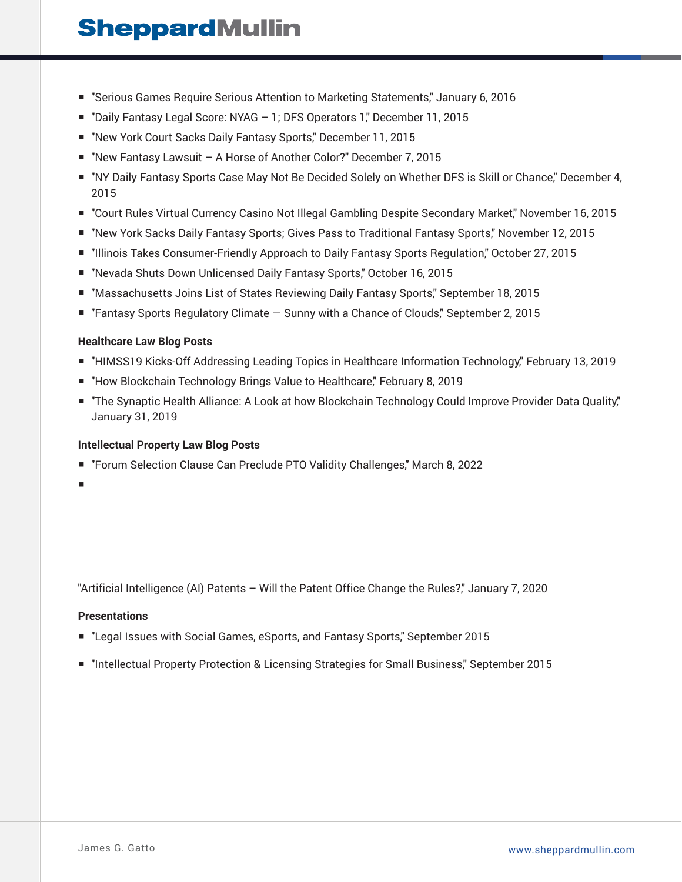- "Serious Games Require Serious Attention to Marketing Statements," January 6, 2016
- "Daily Fantasy Legal Score: NYAG – 1; DFS Operators 1," December 11, 2015
- "New York Court Sacks Daily Fantasy Sports," December 11, 2015
- "New Fantasy Lawsuit – A Horse of Another Color?" December 7, 2015
- "NY Daily Fantasy Sports Case May Not Be Decided Solely on Whether DFS is Skill or Chance," December 4, 2015
- "Court Rules Virtual Currency Casino Not Illegal Gambling Despite Secondary Market," November 16, 2015
- "New York Sacks Daily Fantasy Sports; Gives Pass to Traditional Fantasy Sports," November 12, 2015
- "Illinois Takes Consumer-Friendly Approach to Daily Fantasy Sports Regulation," October 27, 2015
- "Nevada Shuts Down Unlicensed Daily Fantasy Sports," October 16, 2015
- "Massachusetts Joins List of States Reviewing Daily Fantasy Sports," September 18, 2015
- "Fantasy Sports Regulatory Climate — Sunny with a Chance of Clouds," September 2, 2015

**Healthcare Law Blog Posts**

- "HIMSS19 Kicks-Off Addressing Leading Topics in Healthcare Information Technology," February 13, 2019
- "How Blockchain Technology Brings Value to Healthcare," February 8, 2019
- "The Synaptic Health Alliance: A Look at how Blockchain Technology Could Improve Provider Data Quality," January 31, 2019

**Intellectual Property Law Blog Posts**

- "Forum Selection Clause Can Preclude PTO Validity Challenges," March 8, 2022
- 

"Artificial Intelligence (AI) Patents – Will the Patent Office Change the Rules?," January 7, 2020

**Presentations**

- "Legal Issues with Social Games, eSports, and Fantasy Sports," September 2015
- "Intellectual Property Protection & Licensing Strategies for Small Business," September 2015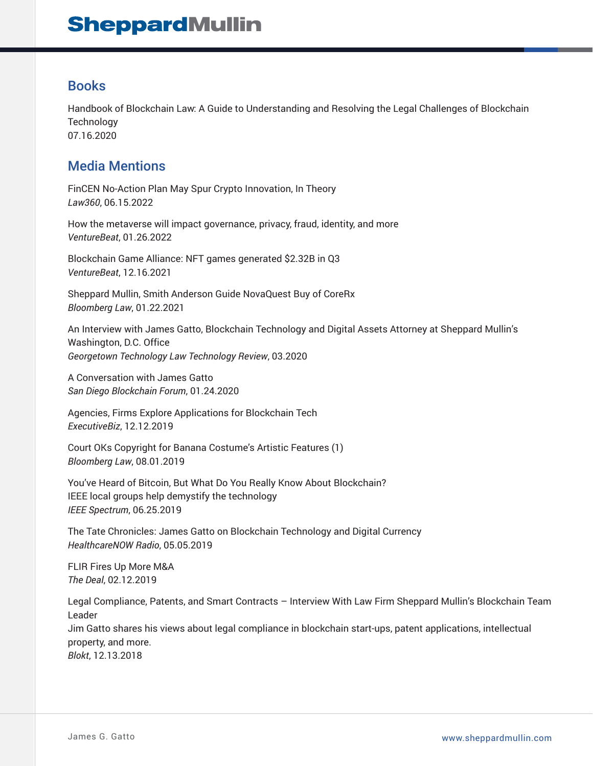## Books

Handbook of Blockchain Law: A Guide to Understanding and Resolving the Legal Challenges of Blockchain Technology
07.16.2020

## Media Mentions

FinCEN No-Action Plan May Spur Crypto Innovation, In Theory
*Law360*, 06.15.2022

How the metaverse will impact governance, privacy, fraud, identity, and more
*VentureBeat*, 01.26.2022

Blockchain Game Alliance: NFT games generated $2.32B in Q3
*VentureBeat*, 12.16.2021

Sheppard Mullin, Smith Anderson Guide NovaQuest Buy of CoreRx
*Bloomberg Law*, 01.22.2021

An Interview with James Gatto, Blockchain Technology and Digital Assets Attorney at Sheppard Mullin's Washington, D.C. Office
*Georgetown Technology Law Technology Review*, 03.2020

A Conversation with James Gatto
*San Diego Blockchain Forum*, 01.24.2020

Agencies, Firms Explore Applications for Blockchain Tech
*ExecutiveBiz*, 12.12.2019

Court OKs Copyright for Banana Costume's Artistic Features (1)
*Bloomberg Law*, 08.01.2019

You've Heard of Bitcoin, But What Do You Really Know About Blockchain?
IEEE local groups help demystify the technology
*IEEE Spectrum*, 06.25.2019

The Tate Chronicles: James Gatto on Blockchain Technology and Digital Currency
*HealthcareNOW Radio*, 05.05.2019

FLIR Fires Up More M&A
*The Deal*, 02.12.2019

Legal Compliance, Patents, and Smart Contracts – Interview With Law Firm Sheppard Mullin's Blockchain Team Leader
Jim Gatto shares his views about legal compliance in blockchain start-ups, patent applications, intellectual property, and more.
*Blokt*, 12.13.2018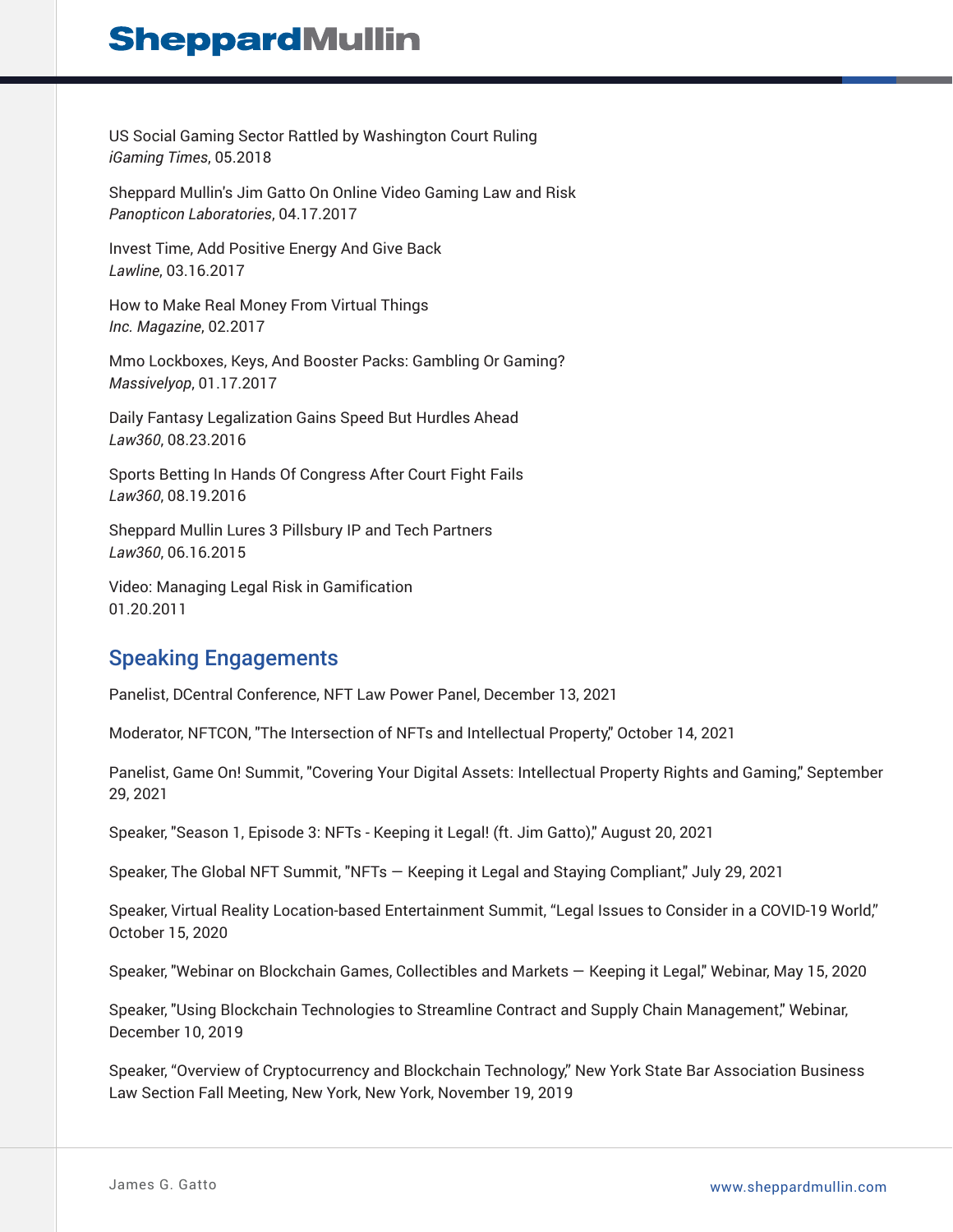US Social Gaming Sector Rattled by Washington Court Ruling
*iGaming Times*, 05.2018

Sheppard Mullin's Jim Gatto On Online Video Gaming Law and Risk
*Panopticon Laboratories*, 04.17.2017

Invest Time, Add Positive Energy And Give Back
*Lawline*, 03.16.2017

How to Make Real Money From Virtual Things
*Inc. Magazine*, 02.2017

Mmo Lockboxes, Keys, And Booster Packs: Gambling Or Gaming?
*Massivelyop*, 01.17.2017

Daily Fantasy Legalization Gains Speed But Hurdles Ahead
*Law360*, 08.23.2016

Sports Betting In Hands Of Congress After Court Fight Fails
*Law360*, 08.19.2016

Sheppard Mullin Lures 3 Pillsbury IP and Tech Partners
*Law360*, 06.16.2015

Video: Managing Legal Risk in Gamification
01.20.2011

## Speaking Engagements

Panelist, DCentral Conference, NFT Law Power Panel, December 13, 2021

Moderator, NFTCON, "The Intersection of NFTs and Intellectual Property," October 14, 2021

Panelist, Game On! Summit, "Covering Your Digital Assets: Intellectual Property Rights and Gaming," September 29, 2021

Speaker, "Season 1, Episode 3: NFTs - Keeping it Legal! (ft. Jim Gatto)," August 20, 2021

Speaker, The Global NFT Summit, "NFTs — Keeping it Legal and Staying Compliant," July 29, 2021

Speaker, Virtual Reality Location-based Entertainment Summit, "Legal Issues to Consider in a COVID-19 World," October 15, 2020

Speaker, "Webinar on Blockchain Games, Collectibles and Markets — Keeping it Legal," Webinar, May 15, 2020

Speaker, "Using Blockchain Technologies to Streamline Contract and Supply Chain Management," Webinar, December 10, 2019

Speaker, "Overview of Cryptocurrency and Blockchain Technology," New York State Bar Association Business Law Section Fall Meeting, New York, New York, November 19, 2019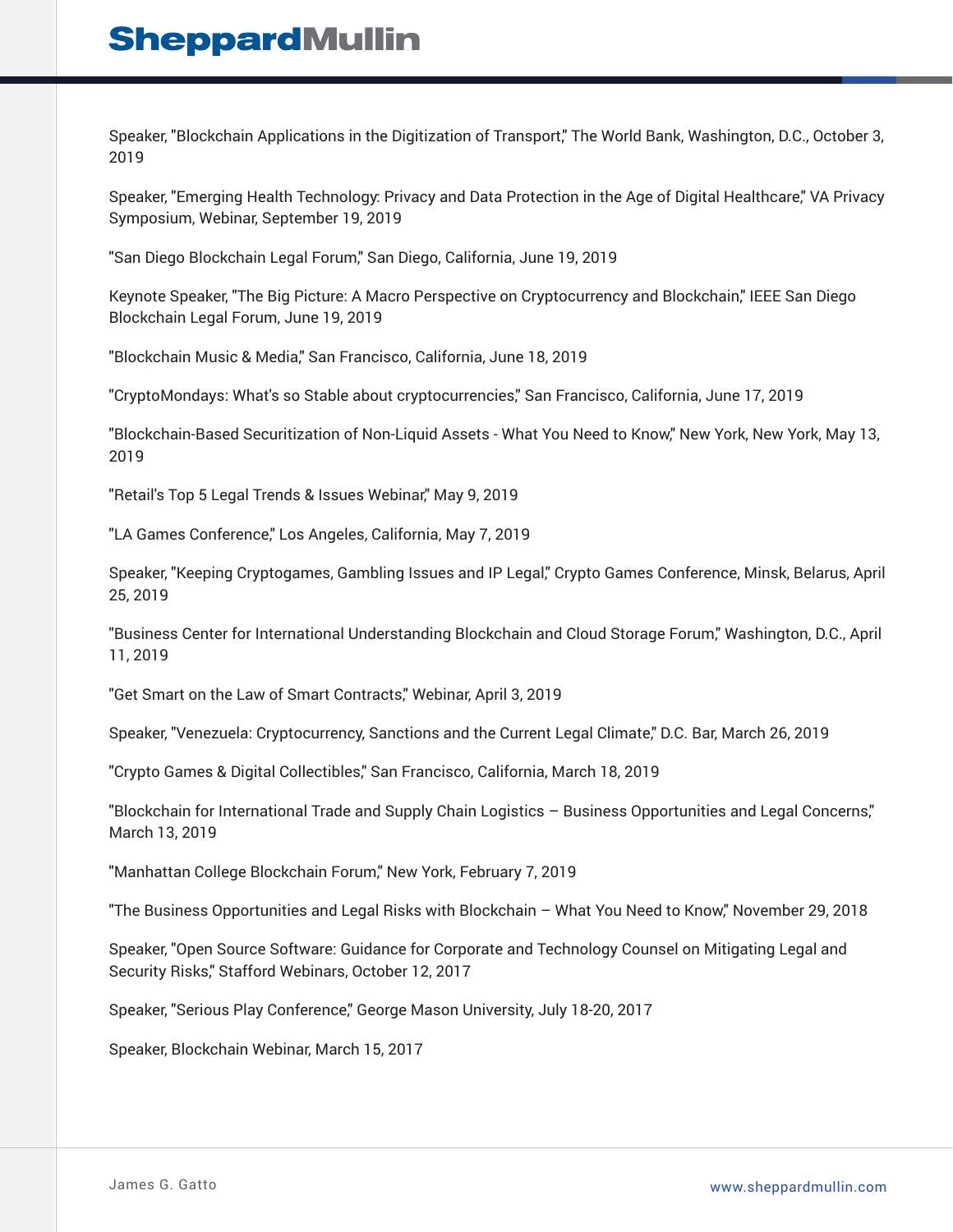Speaker, "Blockchain Applications in the Digitization of Transport," The World Bank, Washington, D.C., October 3, 2019

Speaker, "Emerging Health Technology: Privacy and Data Protection in the Age of Digital Healthcare," VA Privacy Symposium, Webinar, September 19, 2019

"San Diego Blockchain Legal Forum," San Diego, California, June 19, 2019

Keynote Speaker, "The Big Picture: A Macro Perspective on Cryptocurrency and Blockchain," IEEE San Diego Blockchain Legal Forum, June 19, 2019

"Blockchain Music & Media," San Francisco, California, June 18, 2019

"CryptoMondays: What's so Stable about cryptocurrencies," San Francisco, California, June 17, 2019

"Blockchain-Based Securitization of Non-Liquid Assets - What You Need to Know," New York, New York, May 13, 2019

"Retail's Top 5 Legal Trends & Issues Webinar," May 9, 2019

"LA Games Conference," Los Angeles, California, May 7, 2019

Speaker, "Keeping Cryptogames, Gambling Issues and IP Legal," Crypto Games Conference, Minsk, Belarus, April 25, 2019

"Business Center for International Understanding Blockchain and Cloud Storage Forum," Washington, D.C., April 11, 2019

"Get Smart on the Law of Smart Contracts," Webinar, April 3, 2019

Speaker, "Venezuela: Cryptocurrency, Sanctions and the Current Legal Climate," D.C. Bar, March 26, 2019

"Crypto Games & Digital Collectibles," San Francisco, California, March 18, 2019

"Blockchain for International Trade and Supply Chain Logistics – Business Opportunities and Legal Concerns," March 13, 2019

"Manhattan College Blockchain Forum," New York, February 7, 2019

"The Business Opportunities and Legal Risks with Blockchain – What You Need to Know," November 29, 2018

Speaker, "Open Source Software: Guidance for Corporate and Technology Counsel on Mitigating Legal and Security Risks," Stafford Webinars, October 12, 2017

Speaker, "Serious Play Conference," George Mason University, July 18-20, 2017

Speaker, Blockchain Webinar, March 15, 2017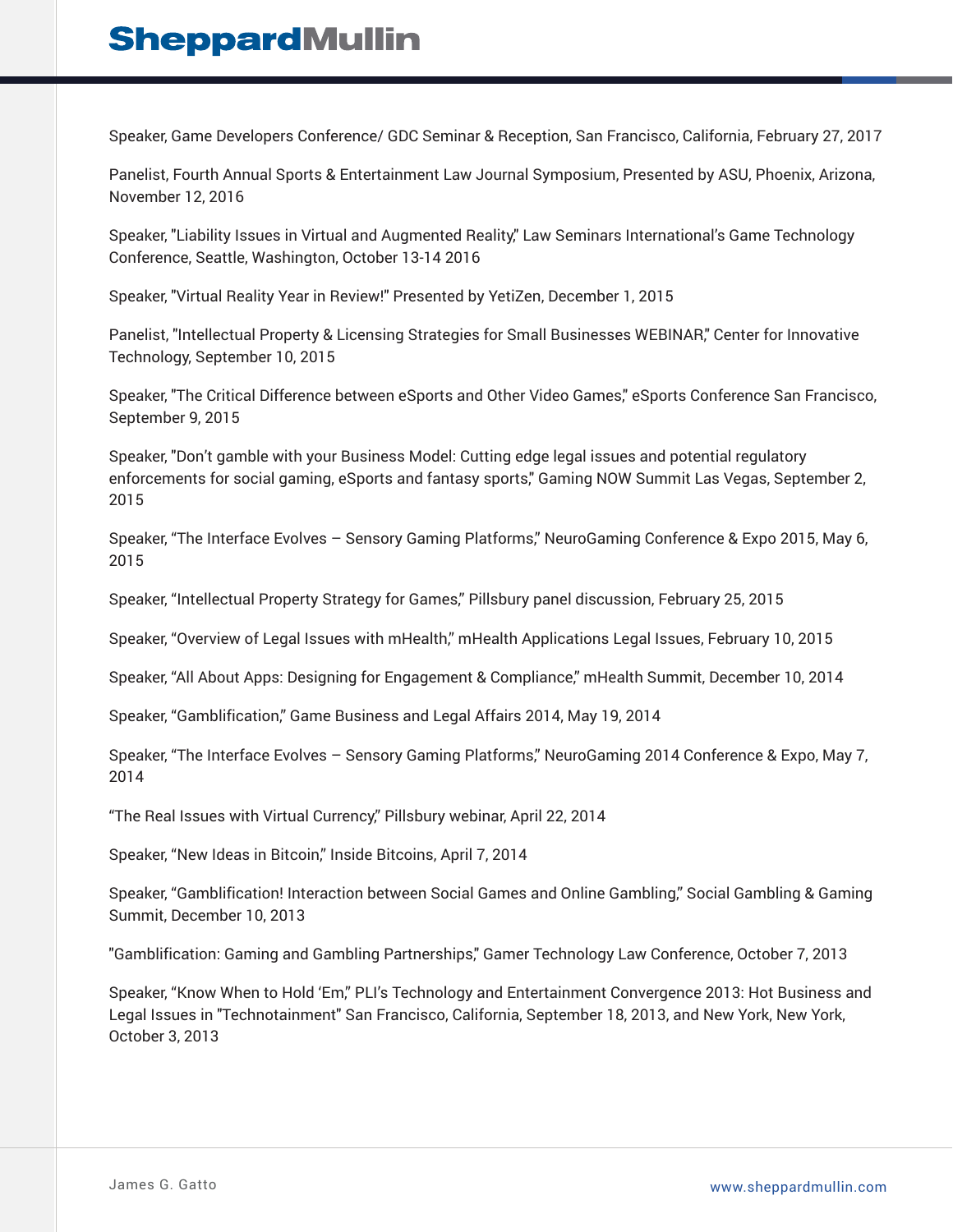Speaker, Game Developers Conference/ GDC Seminar & Reception, San Francisco, California, February 27, 2017

Panelist, Fourth Annual Sports & Entertainment Law Journal Symposium, Presented by ASU, Phoenix, Arizona, November 12, 2016

Speaker, "Liability Issues in Virtual and Augmented Reality," Law Seminars International's Game Technology Conference, Seattle, Washington, October 13-14 2016

Speaker, "Virtual Reality Year in Review!" Presented by YetiZen, December 1, 2015

Panelist, "Intellectual Property & Licensing Strategies for Small Businesses WEBINAR," Center for Innovative Technology, September 10, 2015

Speaker, "The Critical Difference between eSports and Other Video Games," eSports Conference San Francisco, September 9, 2015

Speaker, "Don't gamble with your Business Model: Cutting edge legal issues and potential regulatory enforcements for social gaming, eSports and fantasy sports," Gaming NOW Summit Las Vegas, September 2, 2015

Speaker, "The Interface Evolves – Sensory Gaming Platforms," NeuroGaming Conference & Expo 2015, May 6, 2015

Speaker, "Intellectual Property Strategy for Games," Pillsbury panel discussion, February 25, 2015

Speaker, "Overview of Legal Issues with mHealth," mHealth Applications Legal Issues, February 10, 2015

Speaker, "All About Apps: Designing for Engagement & Compliance," mHealth Summit, December 10, 2014

Speaker, "Gamblification," Game Business and Legal Affairs 2014, May 19, 2014

Speaker, "The Interface Evolves – Sensory Gaming Platforms," NeuroGaming 2014 Conference & Expo, May 7, 2014

"The Real Issues with Virtual Currency," Pillsbury webinar, April 22, 2014

Speaker, "New Ideas in Bitcoin," Inside Bitcoins, April 7, 2014

Speaker, "Gamblification! Interaction between Social Games and Online Gambling," Social Gambling & Gaming Summit, December 10, 2013

"Gamblification: Gaming and Gambling Partnerships," Gamer Technology Law Conference, October 7, 2013

Speaker, "Know When to Hold 'Em," PLI's Technology and Entertainment Convergence 2013: Hot Business and Legal Issues in "Technotainment" San Francisco, California, September 18, 2013, and New York, New York, October 3, 2013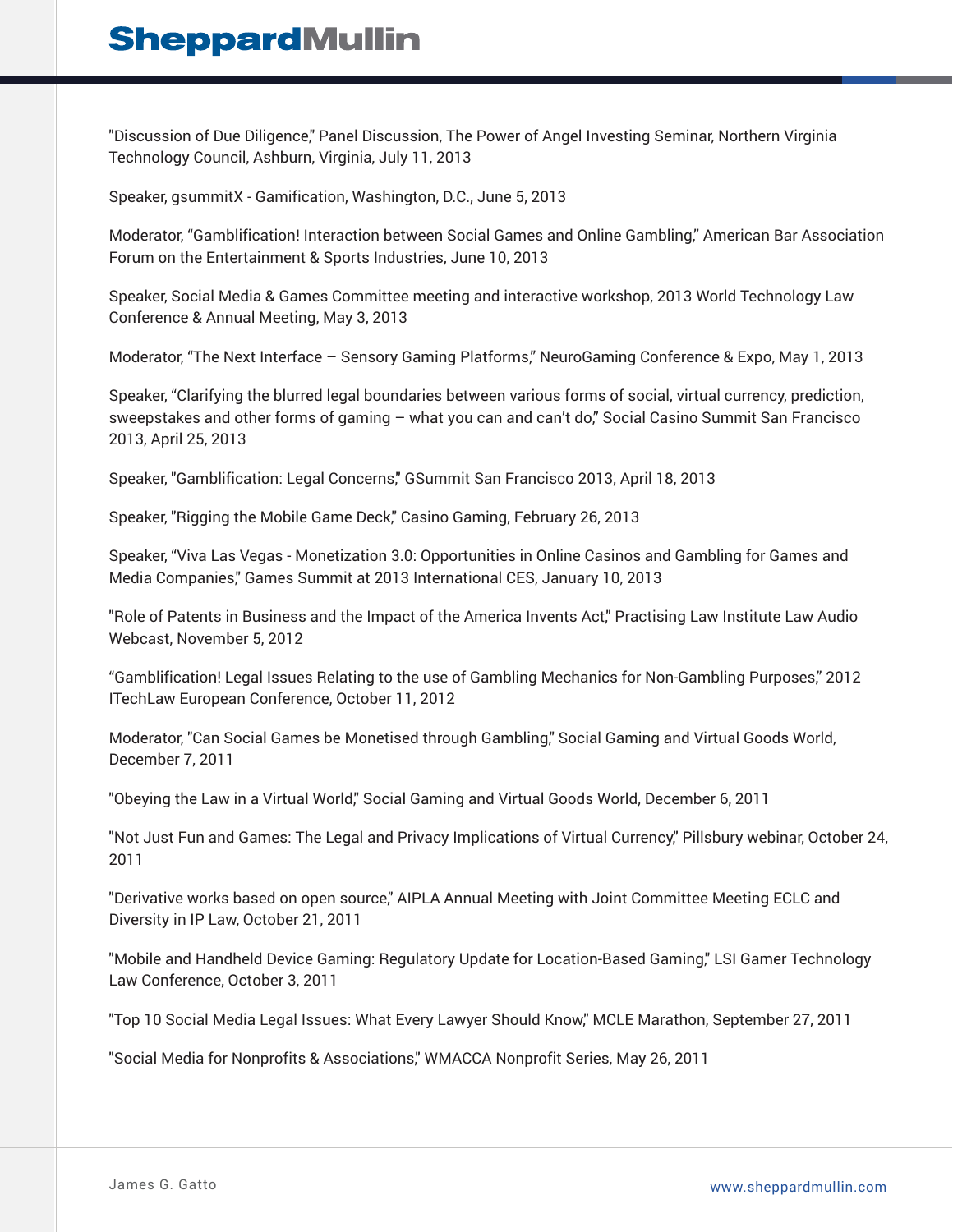"Discussion of Due Diligence," Panel Discussion, The Power of Angel Investing Seminar, Northern Virginia Technology Council, Ashburn, Virginia, July 11, 2013

Speaker, gsummitX - Gamification, Washington, D.C., June 5, 2013

Moderator, "Gamblification! Interaction between Social Games and Online Gambling," American Bar Association Forum on the Entertainment & Sports Industries, June 10, 2013

Speaker, Social Media & Games Committee meeting and interactive workshop, 2013 World Technology Law Conference & Annual Meeting, May 3, 2013

Moderator, "The Next Interface – Sensory Gaming Platforms," NeuroGaming Conference & Expo, May 1, 2013

Speaker, "Clarifying the blurred legal boundaries between various forms of social, virtual currency, prediction, sweepstakes and other forms of gaming – what you can and can't do," Social Casino Summit San Francisco 2013, April 25, 2013

Speaker, "Gamblification: Legal Concerns," GSummit San Francisco 2013, April 18, 2013

Speaker, "Rigging the Mobile Game Deck," Casino Gaming, February 26, 2013

Speaker, "Viva Las Vegas - Monetization 3.0: Opportunities in Online Casinos and Gambling for Games and Media Companies," Games Summit at 2013 International CES, January 10, 2013

"Role of Patents in Business and the Impact of the America Invents Act," Practising Law Institute Law Audio Webcast, November 5, 2012

"Gamblification! Legal Issues Relating to the use of Gambling Mechanics for Non-Gambling Purposes," 2012 ITechLaw European Conference, October 11, 2012

Moderator, "Can Social Games be Monetised through Gambling," Social Gaming and Virtual Goods World, December 7, 2011

"Obeying the Law in a Virtual World," Social Gaming and Virtual Goods World, December 6, 2011

"Not Just Fun and Games: The Legal and Privacy Implications of Virtual Currency," Pillsbury webinar, October 24, 2011

"Derivative works based on open source," AIPLA Annual Meeting with Joint Committee Meeting ECLC and Diversity in IP Law, October 21, 2011

"Mobile and Handheld Device Gaming: Regulatory Update for Location-Based Gaming," LSI Gamer Technology Law Conference, October 3, 2011

"Top 10 Social Media Legal Issues: What Every Lawyer Should Know," MCLE Marathon, September 27, 2011

"Social Media for Nonprofits & Associations," WMACCA Nonprofit Series, May 26, 2011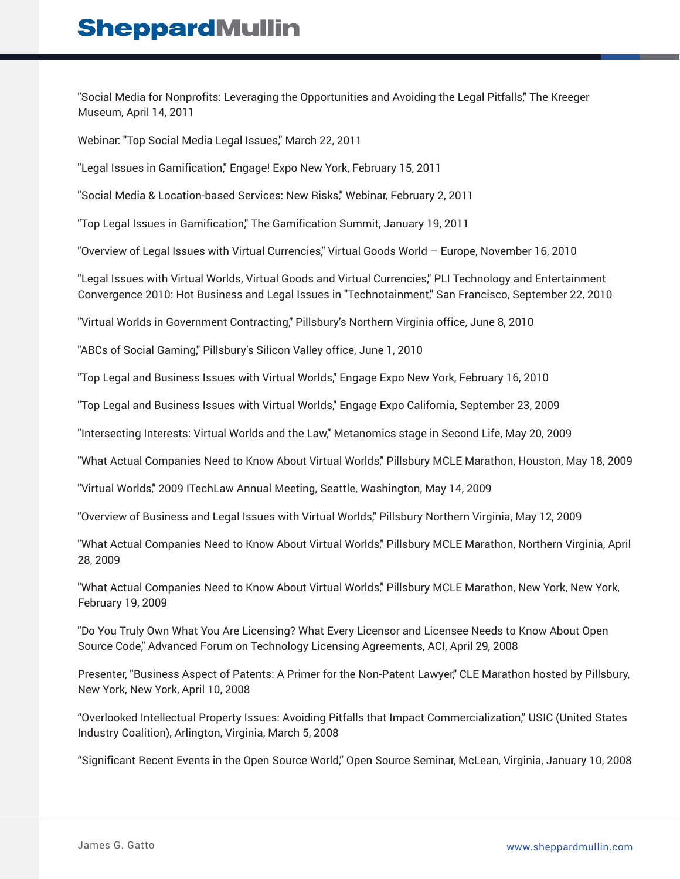"Social Media for Nonprofits: Leveraging the Opportunities and Avoiding the Legal Pitfalls," The Kreeger Museum, April 14, 2011

Webinar: "Top Social Media Legal Issues," March 22, 2011

"Legal Issues in Gamification," Engage! Expo New York, February 15, 2011

"Social Media & Location-based Services: New Risks," Webinar, February 2, 2011

"Top Legal Issues in Gamification," The Gamification Summit, January 19, 2011

"Overview of Legal Issues with Virtual Currencies," Virtual Goods World – Europe, November 16, 2010

"Legal Issues with Virtual Worlds, Virtual Goods and Virtual Currencies," PLI Technology and Entertainment Convergence 2010: Hot Business and Legal Issues in "Technotainment," San Francisco, September 22, 2010

"Virtual Worlds in Government Contracting," Pillsbury's Northern Virginia office, June 8, 2010

"ABCs of Social Gaming," Pillsbury's Silicon Valley office, June 1, 2010

"Top Legal and Business Issues with Virtual Worlds," Engage Expo New York, February 16, 2010

"Top Legal and Business Issues with Virtual Worlds," Engage Expo California, September 23, 2009

"Intersecting Interests: Virtual Worlds and the Law," Metanomics stage in Second Life, May 20, 2009

"What Actual Companies Need to Know About Virtual Worlds," Pillsbury MCLE Marathon, Houston, May 18, 2009

"Virtual Worlds," 2009 ITechLaw Annual Meeting, Seattle, Washington, May 14, 2009

"Overview of Business and Legal Issues with Virtual Worlds," Pillsbury Northern Virginia, May 12, 2009

"What Actual Companies Need to Know About Virtual Worlds," Pillsbury MCLE Marathon, Northern Virginia, April 28, 2009

"What Actual Companies Need to Know About Virtual Worlds," Pillsbury MCLE Marathon, New York, New York, February 19, 2009

"Do You Truly Own What You Are Licensing? What Every Licensor and Licensee Needs to Know About Open Source Code," Advanced Forum on Technology Licensing Agreements, ACI, April 29, 2008

Presenter, "Business Aspect of Patents: A Primer for the Non-Patent Lawyer," CLE Marathon hosted by Pillsbury, New York, New York, April 10, 2008

"Overlooked Intellectual Property Issues: Avoiding Pitfalls that Impact Commercialization," USIC (United States Industry Coalition), Arlington, Virginia, March 5, 2008

"Significant Recent Events in the Open Source World," Open Source Seminar, McLean, Virginia, January 10, 2008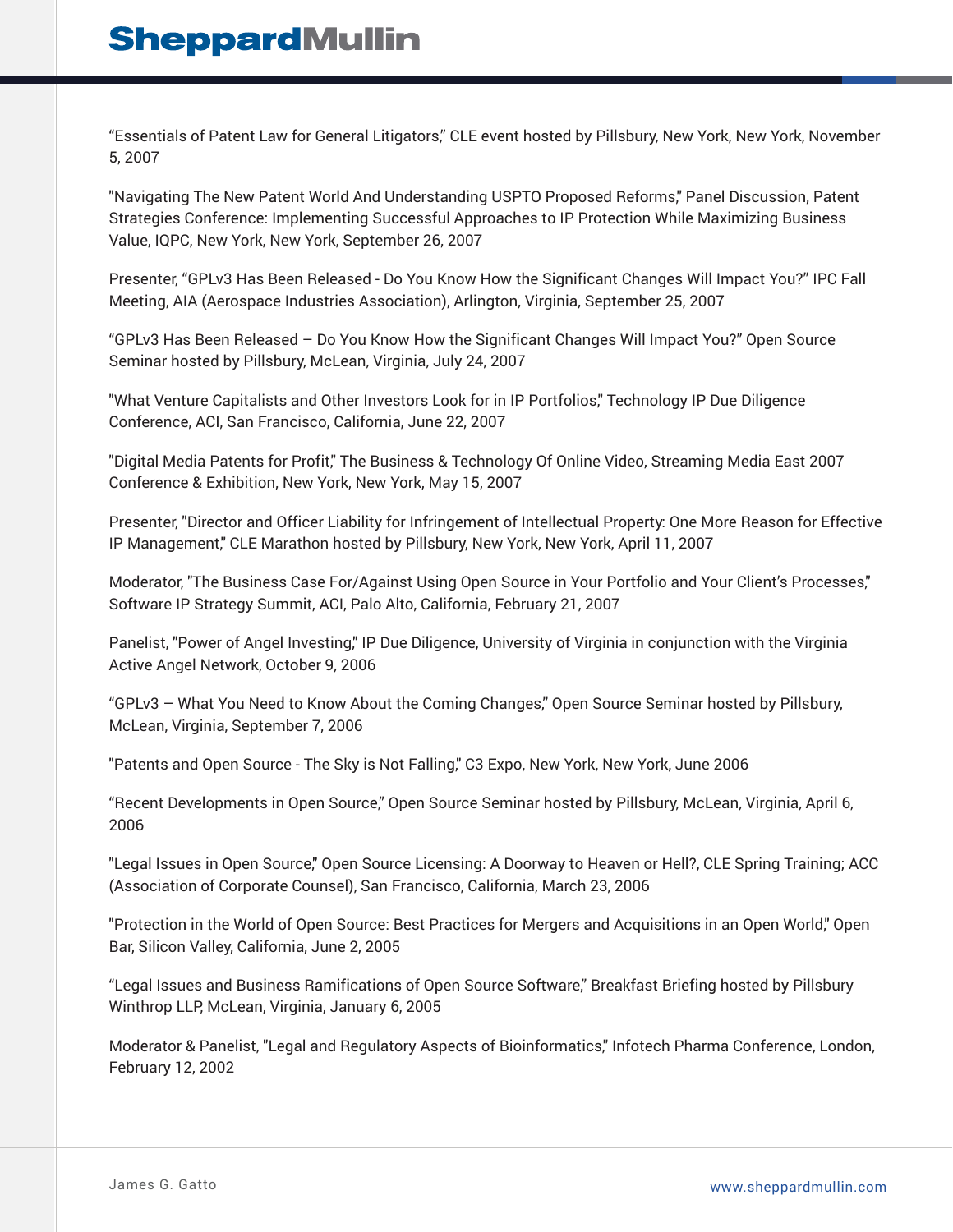“Essentials of Patent Law for General Litigators,” CLE event hosted by Pillsbury, New York, New York, November 5, 2007

"Navigating The New Patent World And Understanding USPTO Proposed Reforms," Panel Discussion, Patent Strategies Conference: Implementing Successful Approaches to IP Protection While Maximizing Business Value, IQPC, New York, New York, September 26, 2007

Presenter, “GPLv3 Has Been Released - Do You Know How the Significant Changes Will Impact You?” IPC Fall Meeting, AIA (Aerospace Industries Association), Arlington, Virginia, September 25, 2007

“GPLv3 Has Been Released – Do You Know How the Significant Changes Will Impact You?” Open Source Seminar hosted by Pillsbury, McLean, Virginia, July 24, 2007

"What Venture Capitalists and Other Investors Look for in IP Portfolios," Technology IP Due Diligence Conference, ACI, San Francisco, California, June 22, 2007

"Digital Media Patents for Profit," The Business & Technology Of Online Video, Streaming Media East 2007 Conference & Exhibition, New York, New York, May 15, 2007

Presenter, "Director and Officer Liability for Infringement of Intellectual Property: One More Reason for Effective IP Management," CLE Marathon hosted by Pillsbury, New York, New York, April 11, 2007

Moderator, "The Business Case For/Against Using Open Source in Your Portfolio and Your Client’s Processes," Software IP Strategy Summit, ACI, Palo Alto, California, February 21, 2007

Panelist, "Power of Angel Investing," IP Due Diligence, University of Virginia in conjunction with the Virginia Active Angel Network, October 9, 2006

“GPLv3 – What You Need to Know About the Coming Changes,” Open Source Seminar hosted by Pillsbury, McLean, Virginia, September 7, 2006

"Patents and Open Source - The Sky is Not Falling," C3 Expo, New York, New York, June 2006

“Recent Developments in Open Source,” Open Source Seminar hosted by Pillsbury, McLean, Virginia, April 6, 2006

"Legal Issues in Open Source," Open Source Licensing: A Doorway to Heaven or Hell?, CLE Spring Training; ACC (Association of Corporate Counsel), San Francisco, California, March 23, 2006

"Protection in the World of Open Source: Best Practices for Mergers and Acquisitions in an Open World," Open Bar, Silicon Valley, California, June 2, 2005

“Legal Issues and Business Ramifications of Open Source Software,” Breakfast Briefing hosted by Pillsbury Winthrop LLP, McLean, Virginia, January 6, 2005

Moderator & Panelist, "Legal and Regulatory Aspects of Bioinformatics," Infotech Pharma Conference, London, February 12, 2002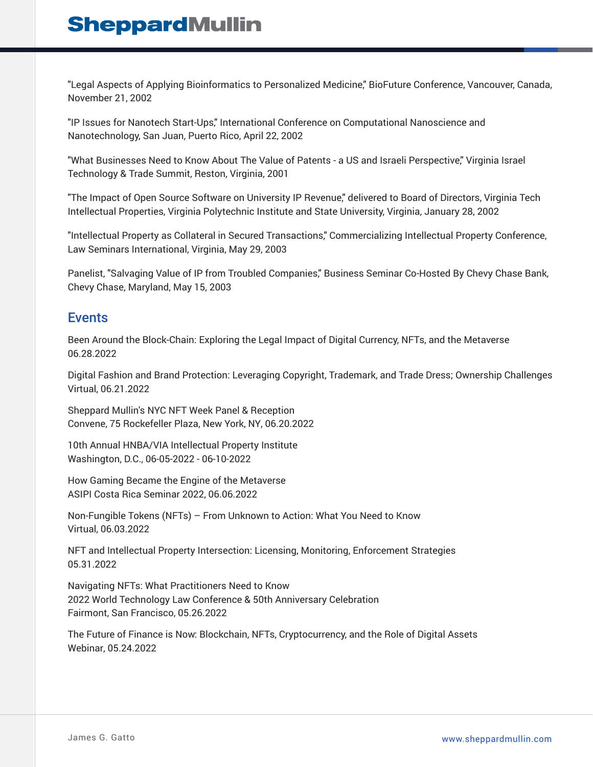"Legal Aspects of Applying Bioinformatics to Personalized Medicine," BioFuture Conference, Vancouver, Canada, November 21, 2002

"IP Issues for Nanotech Start-Ups," International Conference on Computational Nanoscience and Nanotechnology, San Juan, Puerto Rico, April 22, 2002

"What Businesses Need to Know About The Value of Patents - a US and Israeli Perspective," Virginia Israel Technology & Trade Summit, Reston, Virginia, 2001

"The Impact of Open Source Software on University IP Revenue," delivered to Board of Directors, Virginia Tech Intellectual Properties, Virginia Polytechnic Institute and State University, Virginia, January 28, 2002

"Intellectual Property as Collateral in Secured Transactions," Commercializing Intellectual Property Conference, Law Seminars International, Virginia, May 29, 2003

Panelist, "Salvaging Value of IP from Troubled Companies," Business Seminar Co-Hosted By Chevy Chase Bank, Chevy Chase, Maryland, May 15, 2003

## Events

Been Around the Block-Chain: Exploring the Legal Impact of Digital Currency, NFTs, and the Metaverse
06.28.2022

Digital Fashion and Brand Protection: Leveraging Copyright, Trademark, and Trade Dress; Ownership Challenges
Virtual, 06.21.2022

Sheppard Mullin's NYC NFT Week Panel & Reception
Convene, 75 Rockefeller Plaza, New York, NY, 06.20.2022

10th Annual HNBA/VIA Intellectual Property Institute
Washington, D.C., 06-05-2022 - 06-10-2022

How Gaming Became the Engine of the Metaverse
ASIPI Costa Rica Seminar 2022, 06.06.2022

Non-Fungible Tokens (NFTs) – From Unknown to Action: What You Need to Know
Virtual, 06.03.2022

NFT and Intellectual Property Intersection: Licensing, Monitoring, Enforcement Strategies
05.31.2022

Navigating NFTs: What Practitioners Need to Know
2022 World Technology Law Conference & 50th Anniversary Celebration
Fairmont, San Francisco, 05.26.2022

The Future of Finance is Now: Blockchain, NFTs, Cryptocurrency, and the Role of Digital Assets
Webinar, 05.24.2022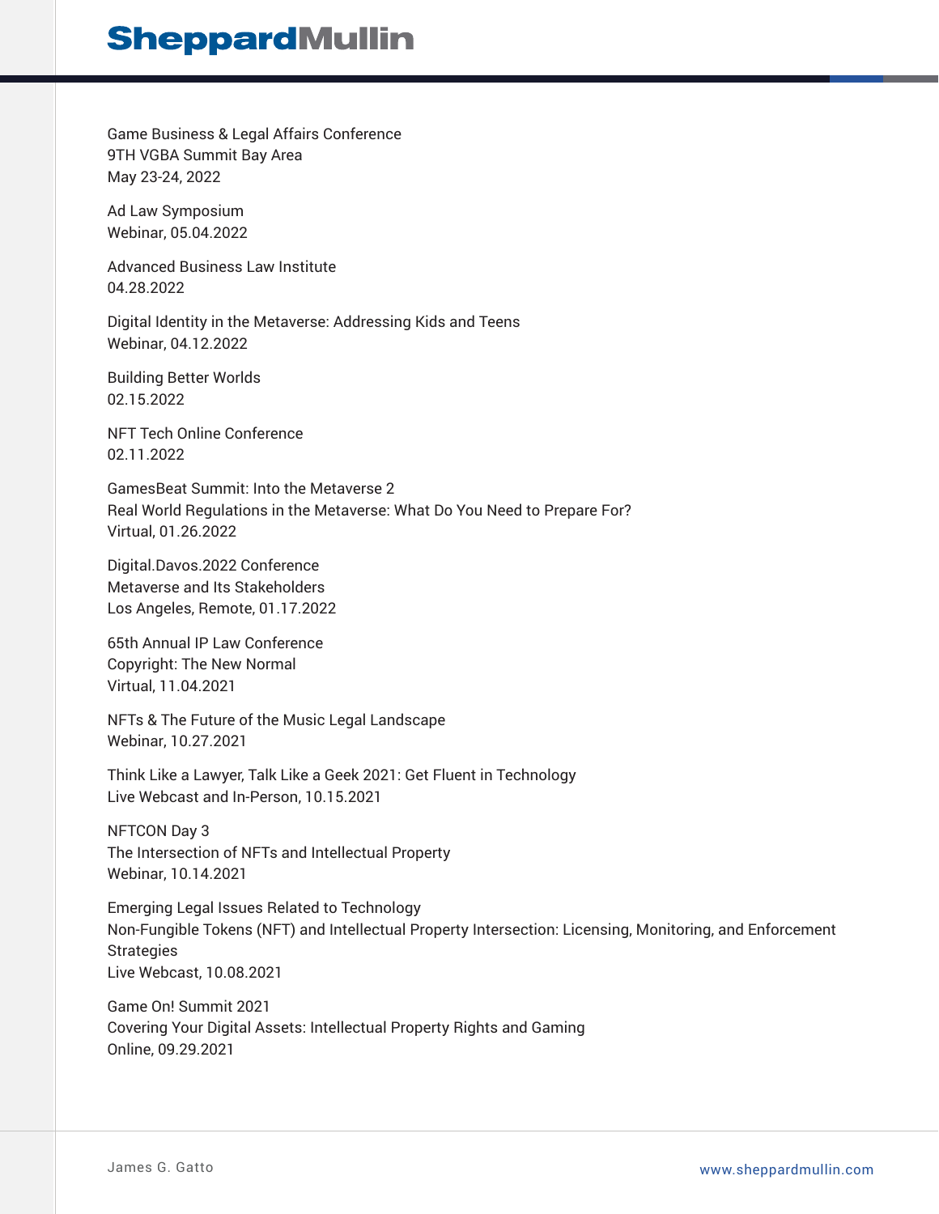Game Business & Legal Affairs Conference
9TH VGBA Summit Bay Area
May 23-24, 2022

Ad Law Symposium
Webinar, 05.04.2022

Advanced Business Law Institute
04.28.2022

Digital Identity in the Metaverse: Addressing Kids and Teens
Webinar, 04.12.2022

Building Better Worlds
02.15.2022

NFT Tech Online Conference
02.11.2022

GamesBeat Summit: Into the Metaverse 2
Real World Regulations in the Metaverse: What Do You Need to Prepare For?
Virtual, 01.26.2022

Digital.Davos.2022 Conference
Metaverse and Its Stakeholders
Los Angeles, Remote, 01.17.2022

65th Annual IP Law Conference
Copyright: The New Normal
Virtual, 11.04.2021

NFTs & The Future of the Music Legal Landscape
Webinar, 10.27.2021

Think Like a Lawyer, Talk Like a Geek 2021: Get Fluent in Technology
Live Webcast and In-Person, 10.15.2021

NFTCON Day 3
The Intersection of NFTs and Intellectual Property
Webinar, 10.14.2021

Emerging Legal Issues Related to Technology
Non-Fungible Tokens (NFT) and Intellectual Property Intersection: Licensing, Monitoring, and Enforcement Strategies
Live Webcast, 10.08.2021

Game On! Summit 2021
Covering Your Digital Assets: Intellectual Property Rights and Gaming
Online, 09.29.2021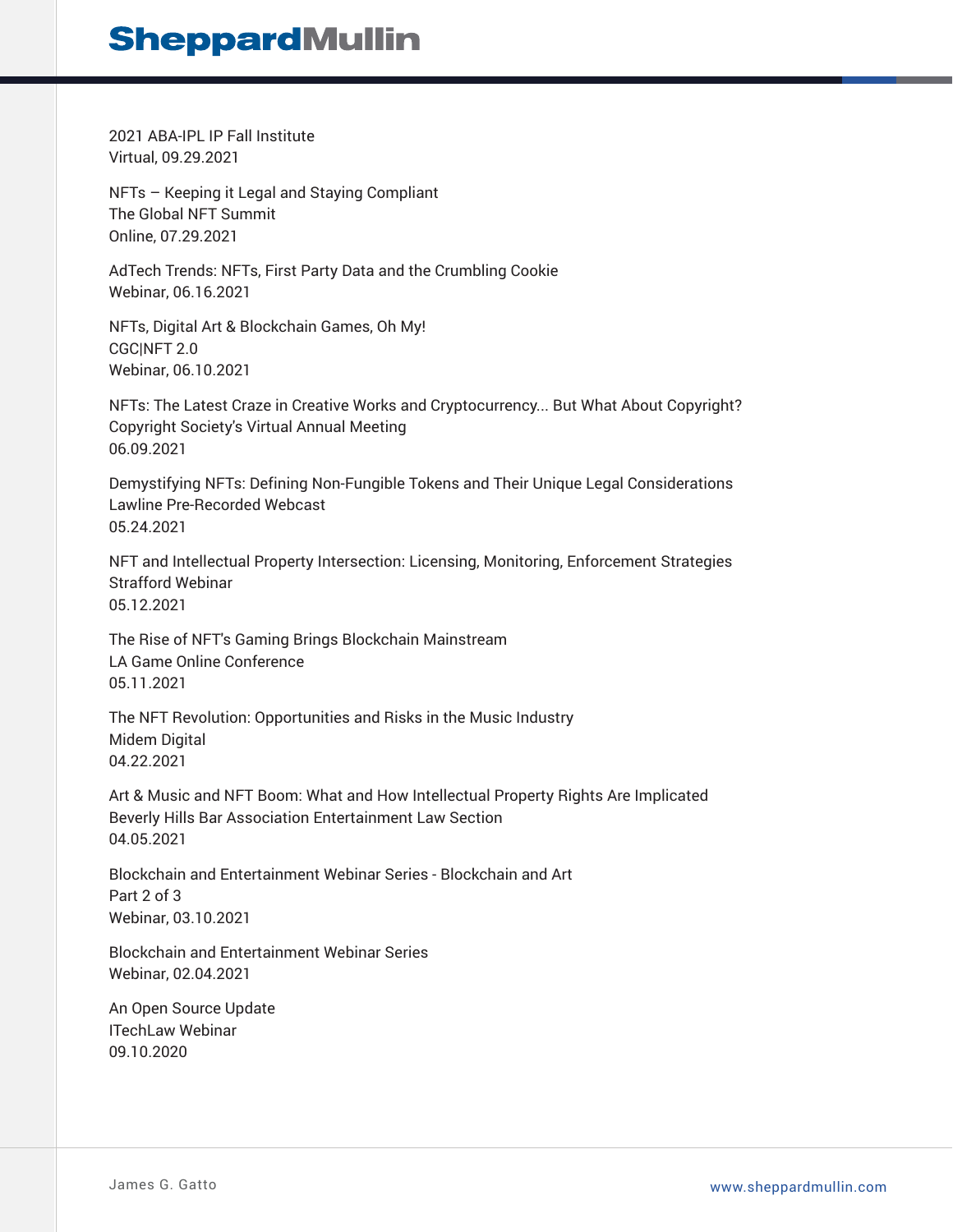2021 ABA-IPL IP Fall Institute
Virtual, 09.29.2021

NFTs – Keeping it Legal and Staying Compliant
The Global NFT Summit
Online, 07.29.2021

AdTech Trends: NFTs, First Party Data and the Crumbling Cookie
Webinar, 06.16.2021

NFTs, Digital Art & Blockchain Games, Oh My!
CGC|NFT 2.0
Webinar, 06.10.2021

NFTs: The Latest Craze in Creative Works and Cryptocurrency... But What About Copyright?
Copyright Society's Virtual Annual Meeting
06.09.2021

Demystifying NFTs: Defining Non-Fungible Tokens and Their Unique Legal Considerations
Lawline Pre-Recorded Webcast
05.24.2021

NFT and Intellectual Property Intersection: Licensing, Monitoring, Enforcement Strategies
Strafford Webinar
05.12.2021

The Rise of NFT's Gaming Brings Blockchain Mainstream
LA Game Online Conference
05.11.2021

The NFT Revolution: Opportunities and Risks in the Music Industry
Midem Digital
04.22.2021

Art & Music and NFT Boom: What and How Intellectual Property Rights Are Implicated
Beverly Hills Bar Association Entertainment Law Section
04.05.2021

Blockchain and Entertainment Webinar Series - Blockchain and Art
Part 2 of 3
Webinar, 03.10.2021

Blockchain and Entertainment Webinar Series
Webinar, 02.04.2021

An Open Source Update
ITechLaw Webinar
09.10.2020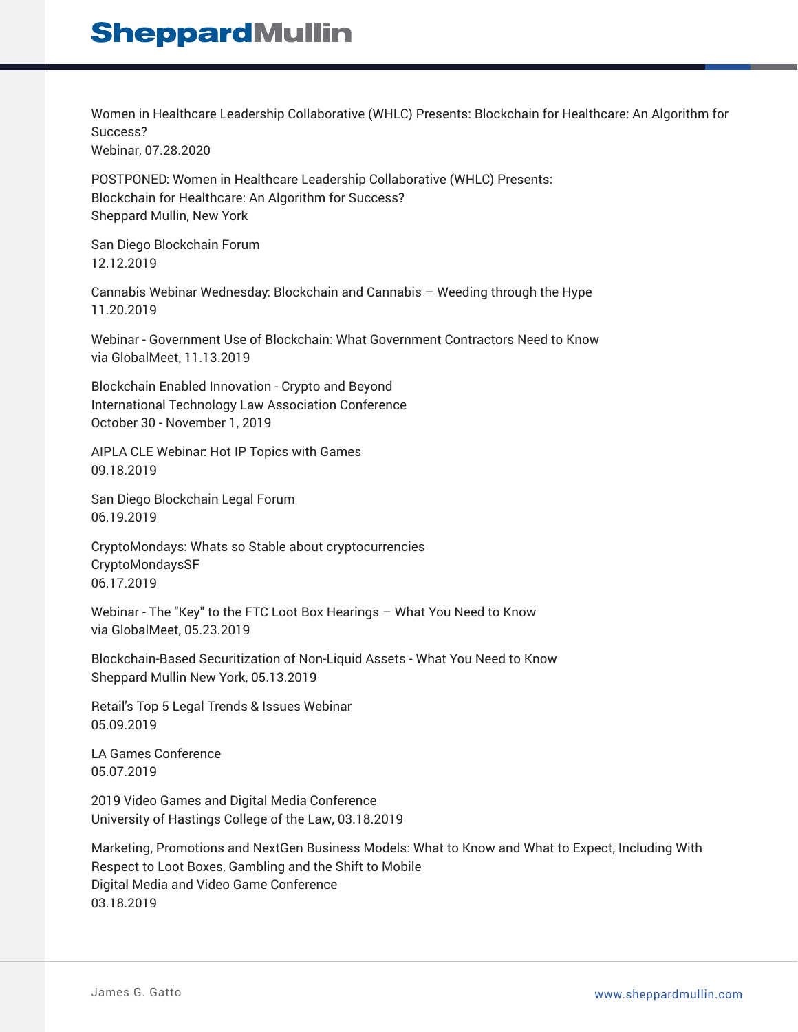Women in Healthcare Leadership Collaborative (WHLC) Presents: Blockchain for Healthcare: An Algorithm for Success?
Webinar, 07.28.2020

POSTPONED: Women in Healthcare Leadership Collaborative (WHLC) Presents:
Blockchain for Healthcare: An Algorithm for Success?
Sheppard Mullin, New York

San Diego Blockchain Forum
12.12.2019

Cannabis Webinar Wednesday: Blockchain and Cannabis – Weeding through the Hype
11.20.2019

Webinar - Government Use of Blockchain: What Government Contractors Need to Know
via GlobalMeet, 11.13.2019

Blockchain Enabled Innovation - Crypto and Beyond
International Technology Law Association Conference
October 30 - November 1, 2019

AIPLA CLE Webinar: Hot IP Topics with Games
09.18.2019

San Diego Blockchain Legal Forum
06.19.2019

CryptoMondays: Whats so Stable about cryptocurrencies
CryptoMondaysSF
06.17.2019

Webinar - The "Key" to the FTC Loot Box Hearings – What You Need to Know
via GlobalMeet, 05.23.2019

Blockchain-Based Securitization of Non-Liquid Assets - What You Need to Know
Sheppard Mullin New York, 05.13.2019

Retail's Top 5 Legal Trends & Issues Webinar
05.09.2019

LA Games Conference
05.07.2019

2019 Video Games and Digital Media Conference
University of Hastings College of the Law, 03.18.2019

Marketing, Promotions and NextGen Business Models: What to Know and What to Expect, Including With Respect to Loot Boxes, Gambling and the Shift to Mobile
Digital Media and Video Game Conference
03.18.2019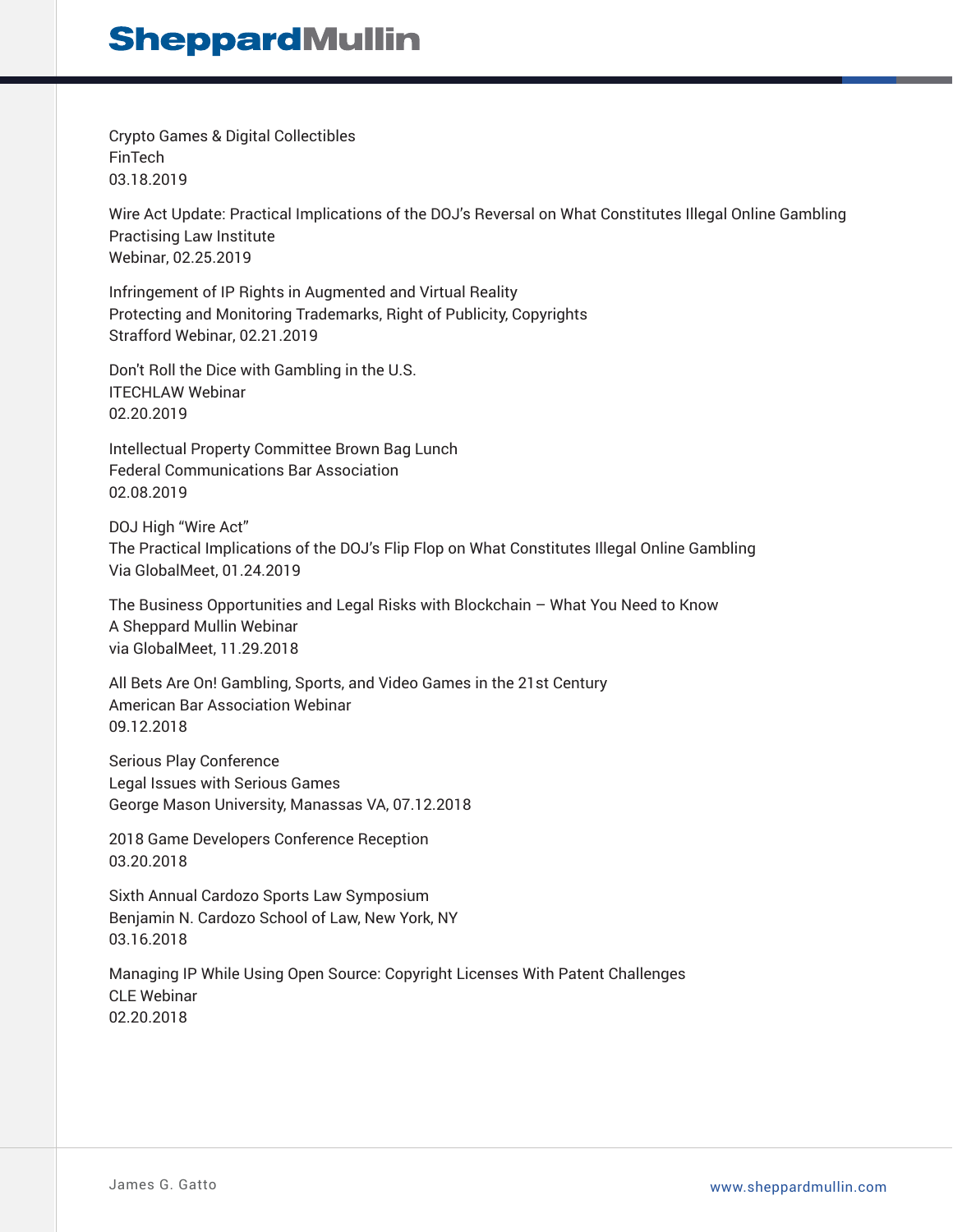Crypto Games & Digital Collectibles
FinTech
03.18.2019

Wire Act Update: Practical Implications of the DOJ's Reversal on What Constitutes Illegal Online Gambling
Practising Law Institute
Webinar, 02.25.2019

Infringement of IP Rights in Augmented and Virtual Reality
Protecting and Monitoring Trademarks, Right of Publicity, Copyrights
Strafford Webinar, 02.21.2019

Don't Roll the Dice with Gambling in the U.S.
ITECHLAW Webinar
02.20.2019

Intellectual Property Committee Brown Bag Lunch
Federal Communications Bar Association
02.08.2019

DOJ High "Wire Act"
The Practical Implications of the DOJ's Flip Flop on What Constitutes Illegal Online Gambling
Via GlobalMeet, 01.24.2019

The Business Opportunities and Legal Risks with Blockchain – What You Need to Know
A Sheppard Mullin Webinar
via GlobalMeet, 11.29.2018

All Bets Are On! Gambling, Sports, and Video Games in the 21st Century
American Bar Association Webinar
09.12.2018

Serious Play Conference
Legal Issues with Serious Games
George Mason University, Manassas VA, 07.12.2018

2018 Game Developers Conference Reception
03.20.2018

Sixth Annual Cardozo Sports Law Symposium
Benjamin N. Cardozo School of Law, New York, NY
03.16.2018

Managing IP While Using Open Source: Copyright Licenses With Patent Challenges
CLE Webinar
02.20.2018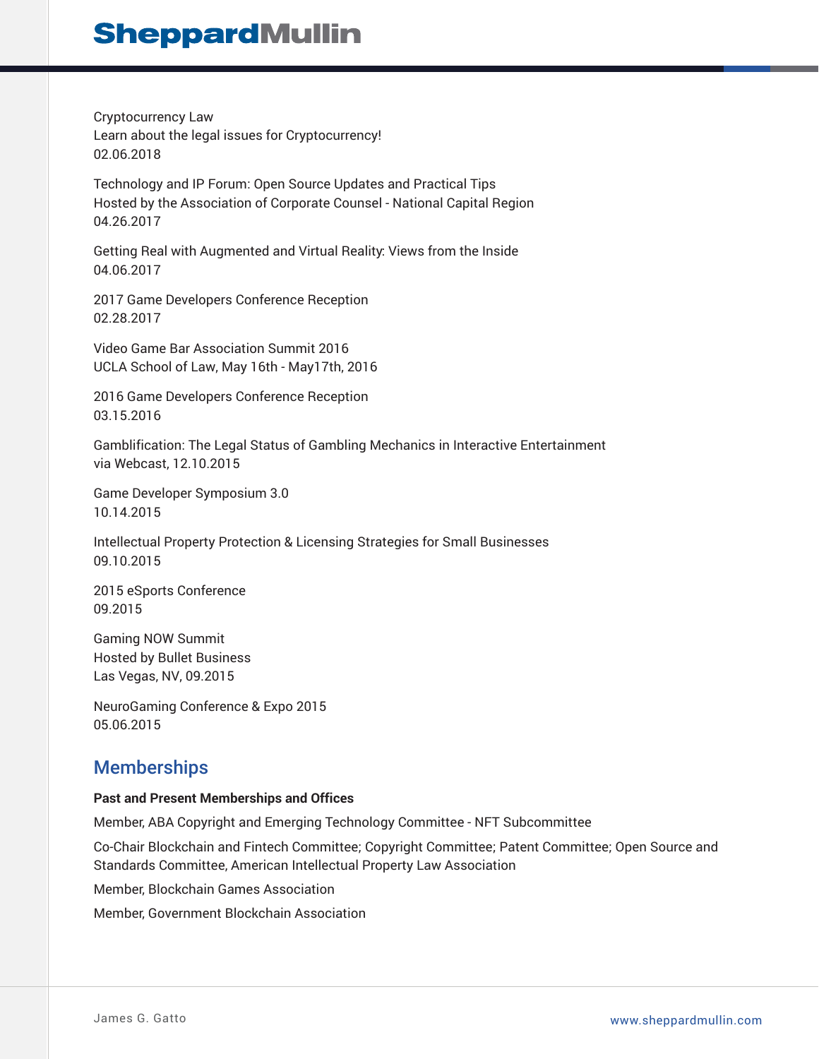Cryptocurrency Law
Learn about the legal issues for Cryptocurrency!
02.06.2018

Technology and IP Forum: Open Source Updates and Practical Tips
Hosted by the Association of Corporate Counsel - National Capital Region
04.26.2017

Getting Real with Augmented and Virtual Reality: Views from the Inside
04.06.2017

2017 Game Developers Conference Reception
02.28.2017

Video Game Bar Association Summit 2016
UCLA School of Law, May 16th - May17th, 2016

2016 Game Developers Conference Reception
03.15.2016

Gamblification: The Legal Status of Gambling Mechanics in Interactive Entertainment
via Webcast, 12.10.2015

Game Developer Symposium 3.0
10.14.2015

Intellectual Property Protection & Licensing Strategies for Small Businesses
09.10.2015

2015 eSports Conference
09.2015

Gaming NOW Summit
Hosted by Bullet Business
Las Vegas, NV, 09.2015

NeuroGaming Conference & Expo 2015
05.06.2015

## Memberships

**Past and Present Memberships and Offices**

Member, ABA Copyright and Emerging Technology Committee - NFT Subcommittee

Co-Chair Blockchain and Fintech Committee; Copyright Committee; Patent Committee; Open Source and Standards Committee, American Intellectual Property Law Association

Member, Blockchain Games Association

Member, Government Blockchain Association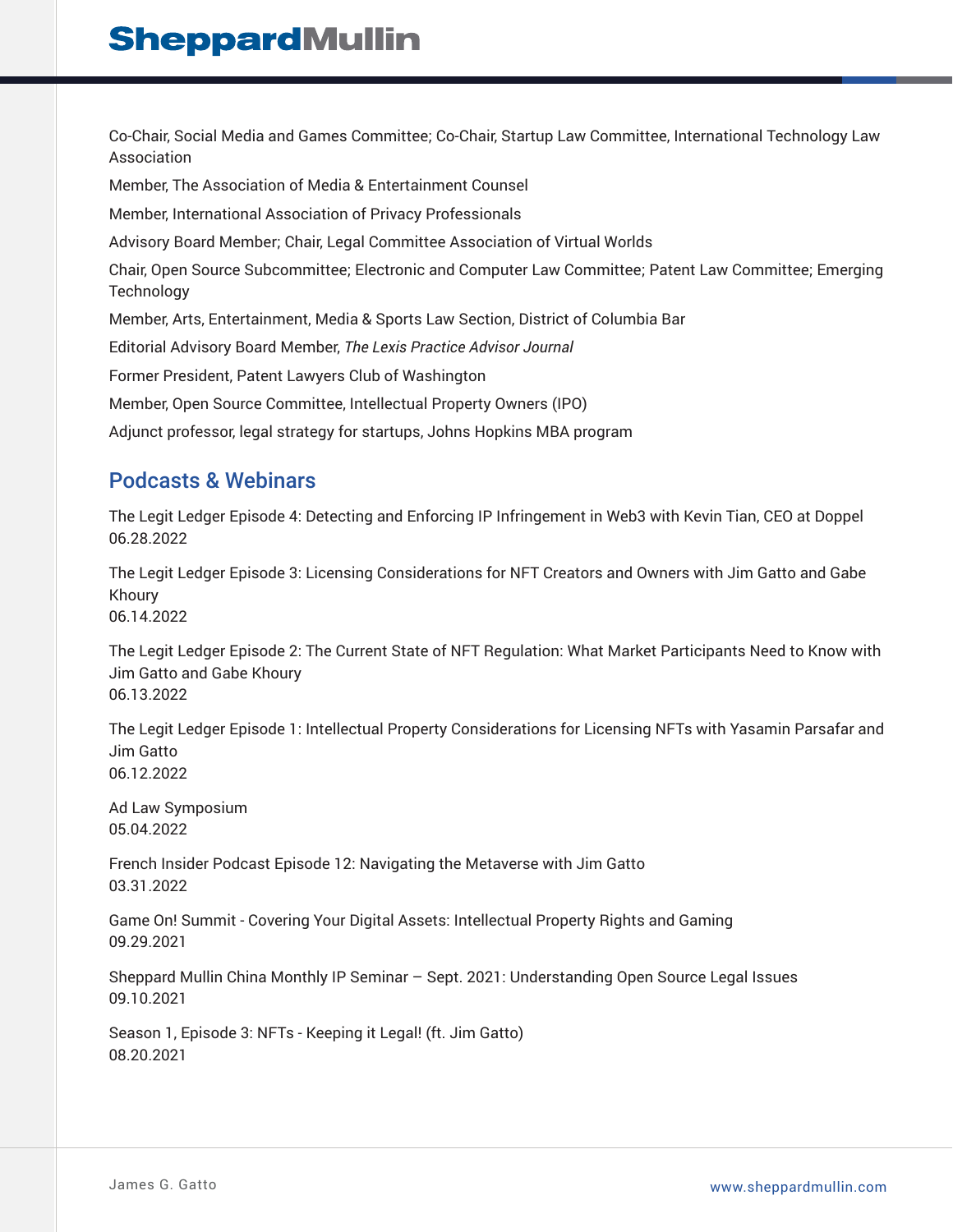Co-Chair, Social Media and Games Committee; Co-Chair, Startup Law Committee, International Technology Law Association

Member, The Association of Media & Entertainment Counsel

Member, International Association of Privacy Professionals

Advisory Board Member; Chair, Legal Committee Association of Virtual Worlds

Chair, Open Source Subcommittee; Electronic and Computer Law Committee; Patent Law Committee; Emerging Technology

Member, Arts, Entertainment, Media & Sports Law Section, District of Columbia Bar

Editorial Advisory Board Member, *The Lexis Practice Advisor Journal*

Former President, Patent Lawyers Club of Washington

Member, Open Source Committee, Intellectual Property Owners (IPO)

Adjunct professor, legal strategy for startups, Johns Hopkins MBA program

## Podcasts & Webinars

The Legit Ledger Episode 4: Detecting and Enforcing IP Infringement in Web3 with Kevin Tian, CEO at Doppel
06.28.2022

The Legit Ledger Episode 3: Licensing Considerations for NFT Creators and Owners with Jim Gatto and Gabe Khoury
06.14.2022

The Legit Ledger Episode 2: The Current State of NFT Regulation: What Market Participants Need to Know with Jim Gatto and Gabe Khoury
06.13.2022

The Legit Ledger Episode 1: Intellectual Property Considerations for Licensing NFTs with Yasamin Parsafar and Jim Gatto
06.12.2022

Ad Law Symposium
05.04.2022

French Insider Podcast Episode 12: Navigating the Metaverse with Jim Gatto
03.31.2022

Game On! Summit - Covering Your Digital Assets: Intellectual Property Rights and Gaming
09.29.2021

Sheppard Mullin China Monthly IP Seminar – Sept. 2021: Understanding Open Source Legal Issues
09.10.2021

Season 1, Episode 3: NFTs - Keeping it Legal! (ft. Jim Gatto)
08.20.2021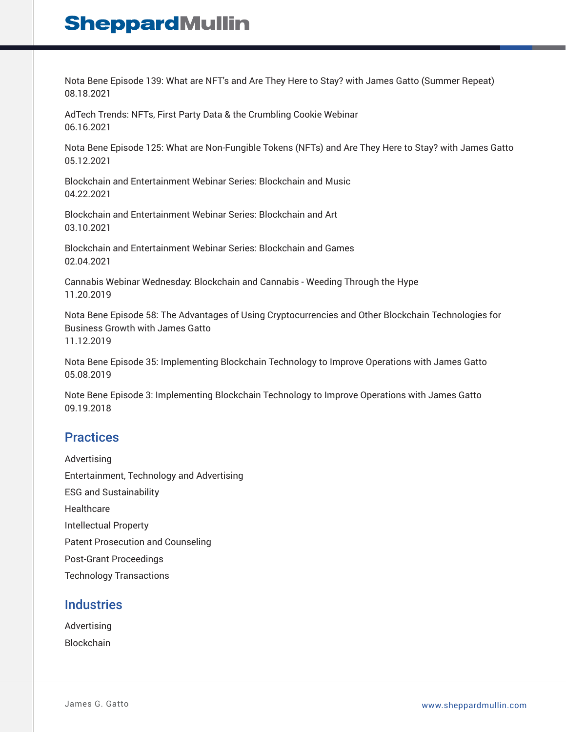Nota Bene Episode 139: What are NFT's and Are They Here to Stay? with James Gatto (Summer Repeat)
08.18.2021

AdTech Trends: NFTs, First Party Data & the Crumbling Cookie Webinar
06.16.2021

Nota Bene Episode 125: What are Non-Fungible Tokens (NFTs) and Are They Here to Stay? with James Gatto
05.12.2021

Blockchain and Entertainment Webinar Series: Blockchain and Music
04.22.2021

Blockchain and Entertainment Webinar Series: Blockchain and Art
03.10.2021

Blockchain and Entertainment Webinar Series: Blockchain and Games
02.04.2021

Cannabis Webinar Wednesday: Blockchain and Cannabis - Weeding Through the Hype
11.20.2019

Nota Bene Episode 58: The Advantages of Using Cryptocurrencies and Other Blockchain Technologies for Business Growth with James Gatto
11.12.2019

Nota Bene Episode 35: Implementing Blockchain Technology to Improve Operations with James Gatto
05.08.2019

Note Bene Episode 3: Implementing Blockchain Technology to Improve Operations with James Gatto
09.19.2018

## Practices

Advertising

Entertainment, Technology and Advertising

ESG and Sustainability

Healthcare

Intellectual Property

Patent Prosecution and Counseling

Post-Grant Proceedings

Technology Transactions

## Industries

Advertising

Blockchain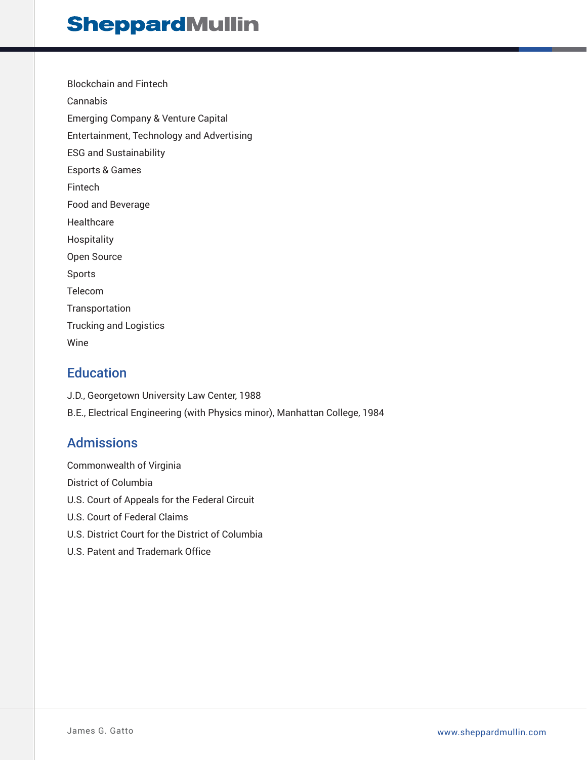Blockchain and Fintech

Cannabis

Emerging Company & Venture Capital

Entertainment, Technology and Advertising

ESG and Sustainability

Esports & Games

Fintech

Food and Beverage

Healthcare

Hospitality

Open Source

Sports

Telecom

Transportation

Trucking and Logistics

Wine

## Education

J.D., Georgetown University Law Center, 1988

B.E., Electrical Engineering (with Physics minor), Manhattan College, 1984

## Admissions

Commonwealth of Virginia

District of Columbia

U.S. Court of Appeals for the Federal Circuit

U.S. Court of Federal Claims

U.S. District Court for the District of Columbia

U.S. Patent and Trademark Office